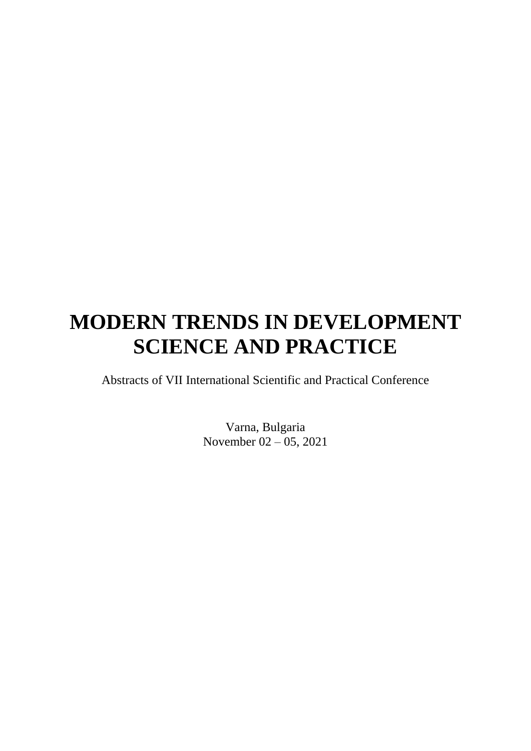# MODERN TRENDS IN DEVELOPMENT SCIENCE AND PRACTICE

Abstracts of VII International Scientific and Practical Conference

Varna, Bulgaria
November 02 – 05, 2021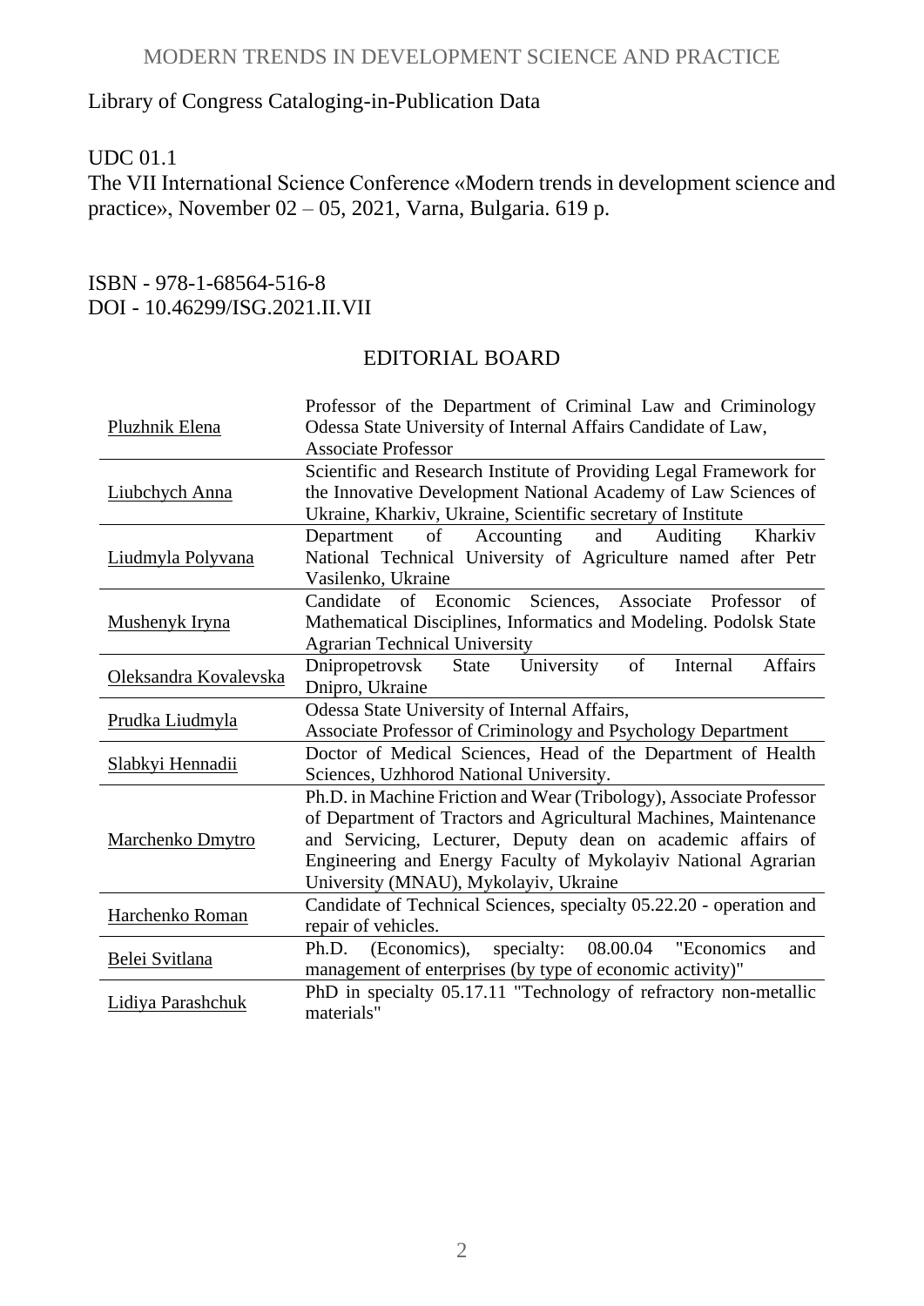Library of Congress Cataloging-in-Publication Data

UDC 01.1

The VII International Science Conference «Modern trends in development science and practice», November 02 – 05, 2021, Varna, Bulgaria. 619 p.

ISBN - 978-1-68564-516-8

DOI - 10.46299/ISG.2021.II.VII

## EDITORIAL BOARD

| | |
|---|---|
| Pluzhnik Elena | Professor of the Department of Criminal Law and Criminology Odessa State University of Internal Affairs Candidate of Law, Associate Professor |
| Liubchych Anna | Scientific and Research Institute of Providing Legal Framework for the Innovative Development National Academy of Law Sciences of Ukraine, Kharkiv, Ukraine, Scientific secretary of Institute |
| Liudmyla Polyvana | Department of Accounting and Auditing Kharkiv National Technical University of Agriculture named after Petr Vasilenko, Ukraine |
| Mushenyk Iryna | Candidate of Economic Sciences, Associate Professor of Mathematical Disciplines, Informatics and Modeling. Podolsk State Agrarian Technical University |
| Oleksandra Kovalevska | Dnipropetrovsk State University of Internal Affairs Dnipro, Ukraine |
| Prudka Liudmyla | Odessa State University of Internal Affairs, Associate Professor of Criminology and Psychology Department |
| Slabkyi Hennadii | Doctor of Medical Sciences, Head of the Department of Health Sciences, Uzhhorod National University. |
| Marchenko Dmytro | Ph.D. in Machine Friction and Wear (Tribology), Associate Professor of Department of Tractors and Agricultural Machines, Maintenance and Servicing, Lecturer, Deputy dean on academic affairs of Engineering and Energy Faculty of Mykolayiv National Agrarian University (MNAU), Mykolayiv, Ukraine |
| Harchenko Roman | Candidate of Technical Sciences, specialty 05.22.20 - operation and repair of vehicles. |
| Belei Svitlana | Ph.D. (Economics), specialty: 08.00.04 "Economics and management of enterprises (by type of economic activity)" |
| Lidiya Parashchuk | PhD in specialty 05.17.11 "Technology of refractory non-metallic materials" |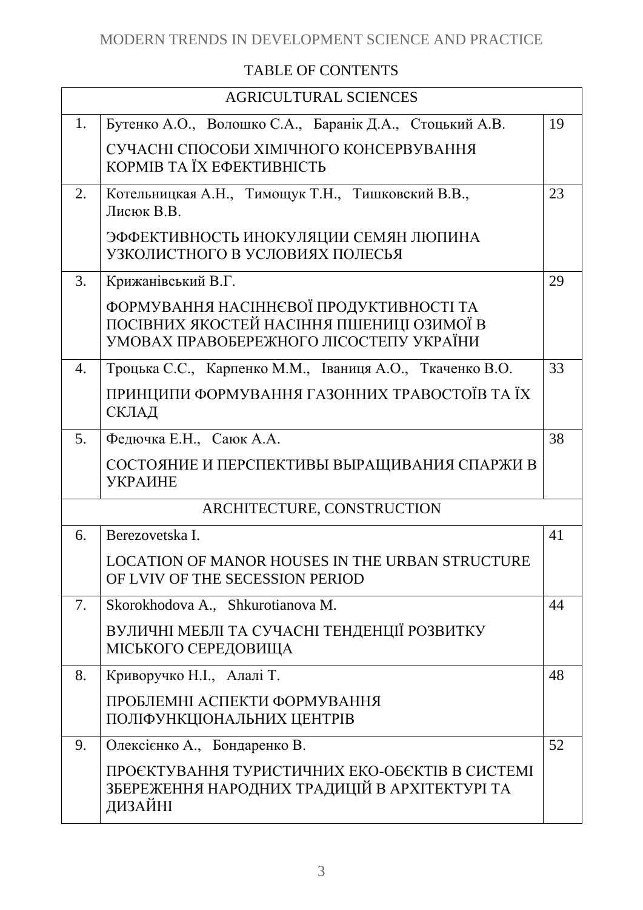TABLE OF CONTENTS

| AGRICULTURAL SCIENCES | | |
|---|---|---|
| 1. | Бутенко А.О., Волошко С.А., Баранік Д.А., Стоцький А.В.<br>СУЧАСНІ СПОСОБИ ХІМІЧНОГО КОНСЕРВУВАННЯ КОРМІВ ТА ЇХ ЕФЕКТИВНІСТЬ | 19 |
| 2. | Котельницкая А.Н., Тимощук Т.Н., Тишковский В.В., Лисюк В.В.<br>ЭФФЕКТИВНОСТЬ ИНОКУЛЯЦИИ СЕМЯН ЛЮПИНА УЗКОЛИСТНОГО В УСЛОВИЯХ ПОЛЕСЬЯ | 23 |
| 3. | Крижанівський В.Г.<br>ФОРМУВАННЯ НАСІННЄВОЇ ПРОДУКТИВНОСТІ ТА ПОСІВНИХ ЯКОСТЕЙ НАСІННЯ ПШЕНИЦІ ОЗИМОЇ В УМОВАХ ПРАВОБЕРЕЖНОГО ЛІСОСТЕПУ УКРАЇНИ | 29 |
| 4. | Троцька С.С., Карпенко М.М., Іваниця А.О., Ткаченко В.О.<br>ПРИНЦИПИ ФОРМУВАННЯ ГАЗОННИХ ТРАВОСТОЇВ ТА ЇХ СКЛАД | 33 |
| 5. | Федючка Е.Н., Саюк А.А.<br>СОСТОЯНИЕ И ПЕРСПЕКТИВЫ ВЫРАЩИВАНИЯ СПАРЖИ В УКРАИНЕ | 38 |
| ARCHITECTURE, CONSTRUCTION | | |
| 6. | Berezovetska I.<br>LOCATION OF MANOR HOUSES IN THE URBAN STRUCTURE OF LVIV OF THE SECESSION PERIOD | 41 |
| 7. | Skorokhodova A., Shkurotianova M.<br>ВУЛИЧНІ МЕБЛІ ТА СУЧАСНІ ТЕНДЕНЦІЇ РОЗВИТКУ МІСЬКОГО СЕРЕДОВИЩА | 44 |
| 8. | Криворучко Н.І., Алалі Т.<br>ПРОБЛЕМНІ АСПЕКТИ ФОРМУВАННЯ ПОЛІФУНКЦІОНАЛЬНИХ ЦЕНТРІВ | 48 |
| 9. | Олексієнко А., Бондаренко В.<br>ПРОЄКТУВАННЯ ТУРИСТИЧНИХ ЕКО-ОБЄКТІВ В СИСТЕМІ ЗБЕРЕЖЕННЯ НАРОДНИХ ТРАДИЦІЙ В АРХІТЕКТУРІ ТА ДИЗАЙНІ | 52 |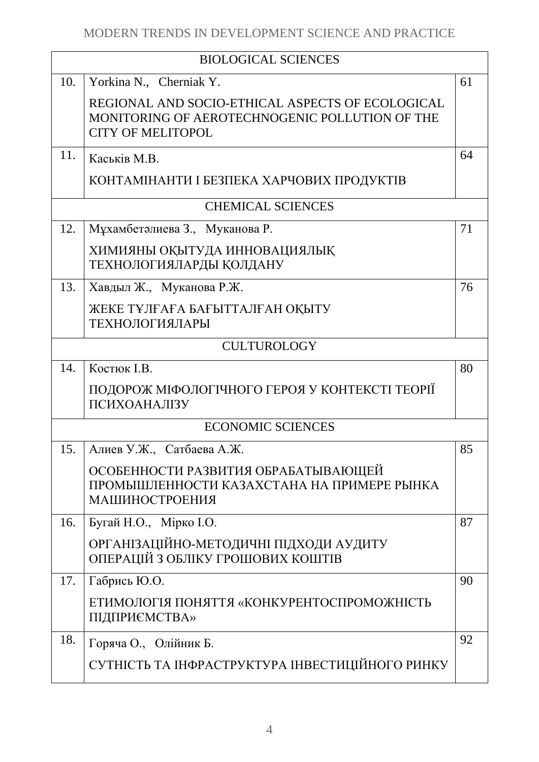| | | |
|---|---|---|
| | BIOLOGICAL SCIENCES | |
| 10. | Yorkina N., Cherniak Y.<br>REGIONAL AND SOCIO-ETHICAL ASPECTS OF ECOLOGICAL MONITORING OF AEROTECHNOGENIC POLLUTION OF THE CITY OF MELITOPOL | 61 |
| 11. | Каськів М.В.<br>КОНТАМІНАНТИ І БЕЗПЕКА ХАРЧОВИХ ПРОДУКТІВ | 64 |
| | CHEMICAL SCIENCES | |
| 12. | Мұхамбетәлиева З., Муканова Р.<br>ХИМИЯНЫ ОҚЫТУДА ИННОВАЦИЯЛЫҚ ТЕХНОЛОГИЯЛАРДЫ ҚОЛДАНУ | 71 |
| 13. | Хавдыл Ж., Муканова Р.Ж.<br>ЖЕКЕ ТҰЛҒАҒА БАҒЫТТАЛҒАН ОҚЫТУ ТЕХНОЛОГИЯЛАРЫ | 76 |
| | CULTUROLOGY | |
| 14. | Костюк І.В.<br>ПОДОРОЖ МІФОЛОГІЧНОГО ГЕРОЯ У КОНТЕКСТІ ТЕОРІЇ ПСИХОАНАЛІЗУ | 80 |
| | ECONOMIC SCIENCES | |
| 15. | Алиев У.Ж., Сатбаева А.Ж.<br>ОСОБЕННОСТИ РАЗВИТИЯ ОБРАБАТЫВАЮЩЕЙ ПРОМЫШЛЕННОСТИ КАЗАХСТАНА НА ПРИМЕРЕ РЫНКА МАШИНОСТРОЕНИЯ | 85 |
| 16. | Бугай Н.О., Мірко І.О.<br>ОРГАНІЗАЦІЙНО-МЕТОДИЧНІ ПІДХОДИ АУДИТУ ОПЕРАЦІЙ З ОБЛІКУ ГРОШОВИХ КОШТІВ | 87 |
| 17. | Габрись Ю.О.<br>ЕТИМОЛОГІЯ ПОНЯТТЯ «КОНКУРЕНТОСПРОМОЖНІСТЬ ПІДПРИЄМСТВА» | 90 |
| 18. | Горяча О., Олійник Б.<br>СУТНІСТЬ ТА ІНФРАСТРУКТУРА ІНВЕСТИЦІЙНОГО РИНКУ | 92 |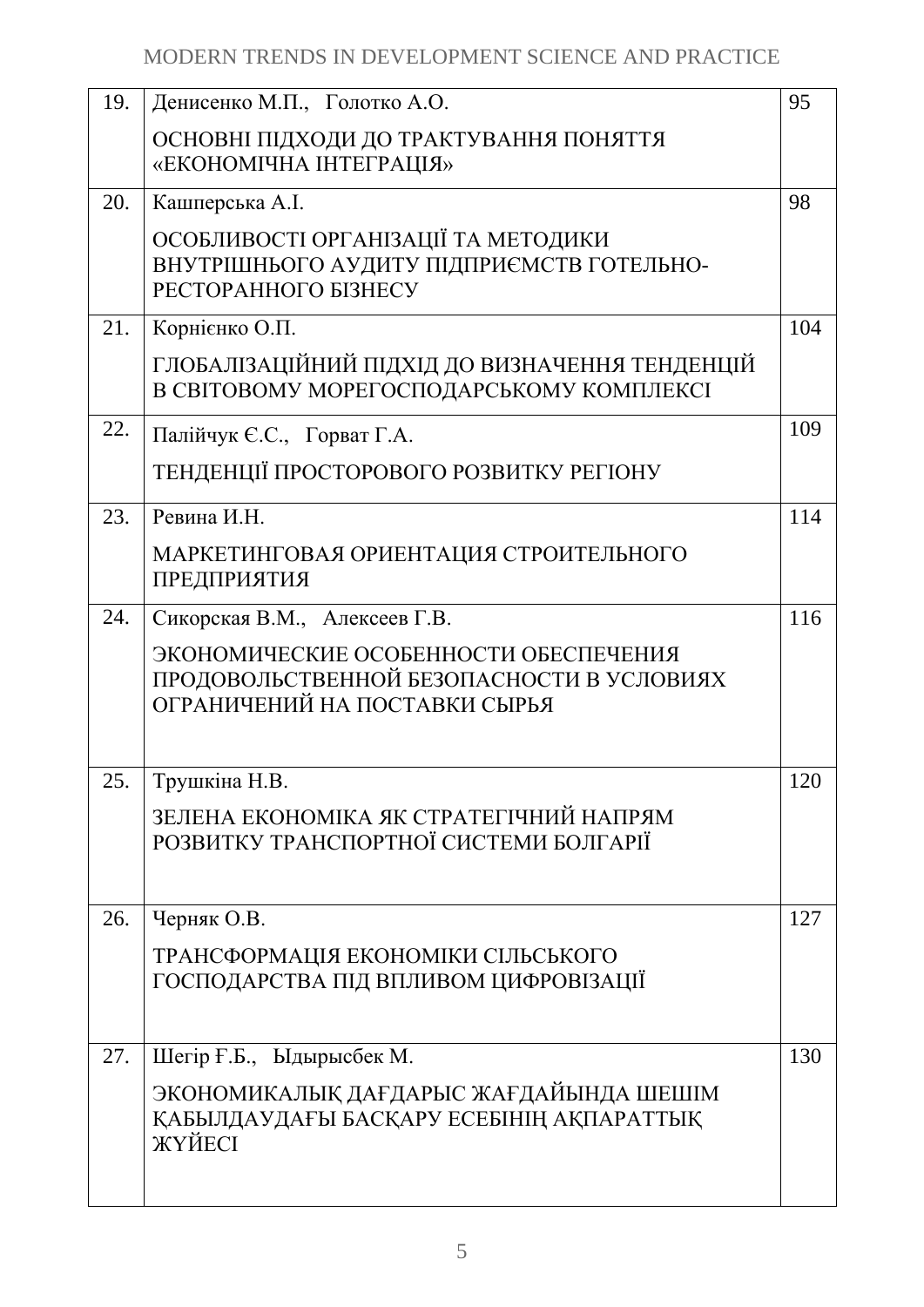| | | |
|---|---|---|
| 19. | Денисенко М.П., Голотко А.О.<br>ОСНОВНІ ПІДХОДИ ДО ТРАКТУВАННЯ ПОНЯТТЯ «ЕКОНОМІЧНА ІНТЕГРАЦІЯ» | 95 |
| 20. | Кашперська А.І.<br>ОСОБЛИВОСТІ ОРГАНІЗАЦІЇ ТА МЕТОДИКИ ВНУТРІШНЬОГО АУДИТУ ПІДПРИЄМСТВ ГОТЕЛЬНО-РЕСТОРАННОГО БІЗНЕСУ | 98 |
| 21. | Корнієнко О.П.<br>ГЛОБАЛІЗАЦІЙНИЙ ПІДХІД ДО ВИЗНАЧЕННЯ ТЕНДЕНЦІЙ В СВІТОВОМУ МОРЕГОСПОДАРСЬКОМУ КОМПЛЕКСІ | 104 |
| 22. | Палійчук Є.С., Горват Г.А.<br>ТЕНДЕНЦІЇ ПРОСТОРОВОГО РОЗВИТКУ РЕГІОНУ | 109 |
| 23. | Ревина И.Н.<br>МАРКЕТИНГОВАЯ ОРИЕНТАЦИЯ СТРОИТЕЛЬНОГО ПРЕДПРИЯТИЯ | 114 |
| 24. | Сикорская В.М., Алексеев Г.В.<br>ЭКОНОМИЧЕСКИЕ ОСОБЕННОСТИ ОБЕСПЕЧЕНИЯ ПРОДОВОЛЬСТВЕННОЙ БЕЗОПАСНОСТИ В УСЛОВИЯХ ОГРАНИЧЕНИЙ НА ПОСТАВКИ СЫРЬЯ | 116 |
| 25. | Трушкіна Н.В.<br>ЗЕЛЕНА ЕКОНОМІКА ЯК СТРАТЕГІЧНИЙ НАПРЯМ РОЗВИТКУ ТРАНСПОРТНОЇ СИСТЕМИ БОЛГАРІЇ | 120 |
| 26. | Черняк О.В.<br>ТРАНСФОРМАЦІЯ ЕКОНОМІКИ СІЛЬСЬКОГО ГОСПОДАРСТВА ПІД ВПЛИВОМ ЦИФРОВІЗАЦІЇ | 127 |
| 27. | Шегір Ғ.Б., Ыдырысбек М.<br>ЭКОНОМИКАЛЫҚ ДАҒДАРЫС ЖАҒДАЙЫНДА ШЕШІМ ҚАБЫЛДАУДАҒЫ БАСҚАРУ ЕСЕБІНІҢ АҚПАРАТТЫҚ ЖҮЙЕСІ | 130 |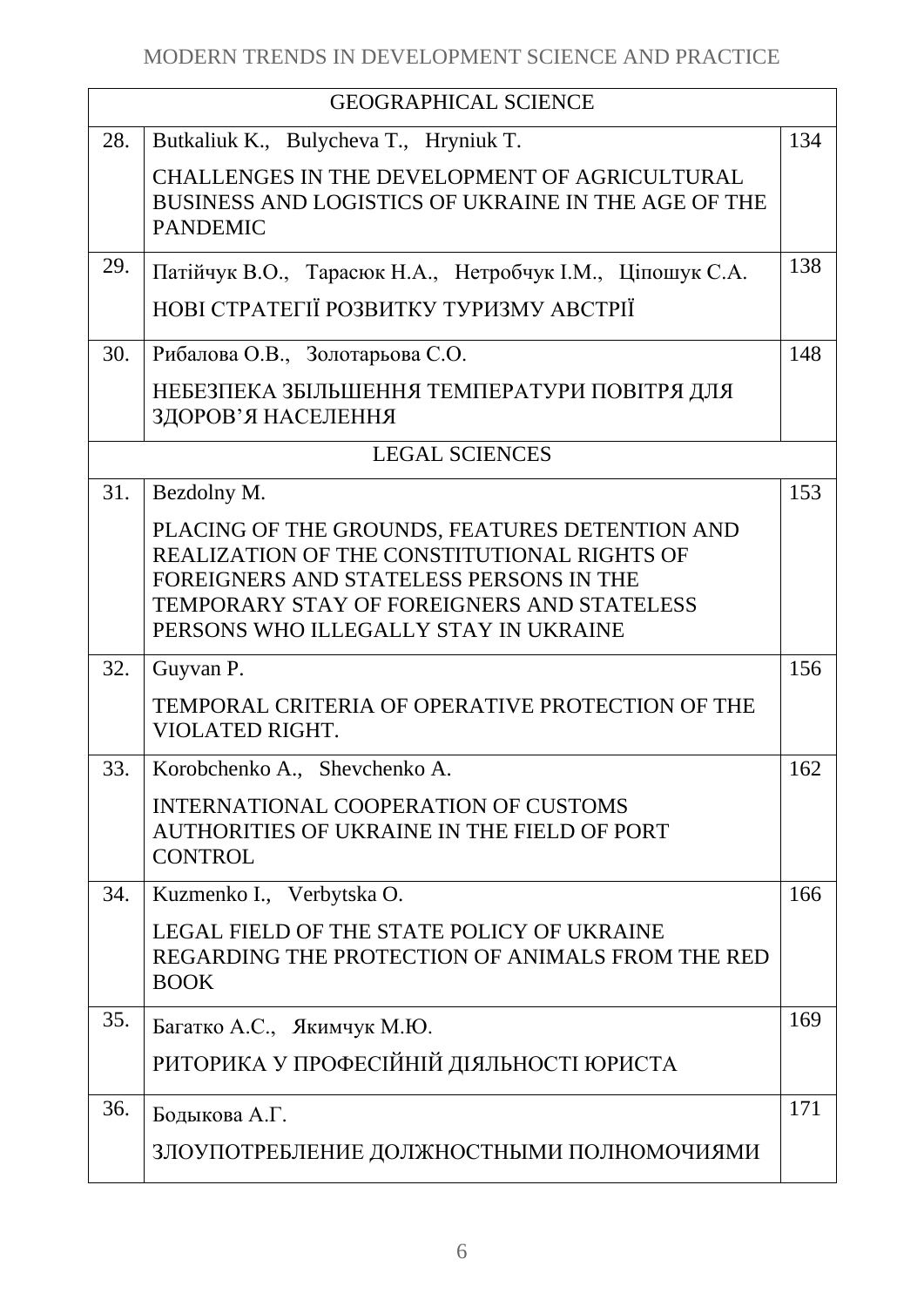| GEOGRAPHICAL SCIENCE | | |
|---|---|---|
| 28. | Butkaliuk K., Bulycheva T., Hryniuk T.<br>CHALLENGES IN THE DEVELOPMENT OF AGRICULTURAL BUSINESS AND LOGISTICS OF UKRAINE IN THE AGE OF THE PANDEMIC | 134 |
| 29. | Патійчук В.О., Тарасюк Н.А., Нетробчук І.М., Ціпошук С.А.<br>НОВІ СТРАТЕГІЇ РОЗВИТКУ ТУРИЗМУ АВСТРІЇ | 138 |
| 30. | Рибалова О.В., Золотарьова С.О.<br>НЕБЕЗПЕКА ЗБІЛЬШЕННЯ ТЕМПЕРАТУРИ ПОВІТРЯ ДЛЯ ЗДОРОВ'Я НАСЕЛЕННЯ | 148 |
| LEGAL SCIENCES | | |
| 31. | Bezdolny M.<br>PLACING OF THE GROUNDS, FEATURES DETENTION AND REALIZATION OF THE CONSTITUTIONAL RIGHTS OF FOREIGNERS AND STATELESS PERSONS IN THE TEMPORARY STAY OF FOREIGNERS AND STATELESS PERSONS WHO ILLEGALLY STAY IN UKRAINE | 153 |
| 32. | Guyvan P.<br>TEMPORAL CRITERIA OF OPERATIVE PROTECTION OF THE VIOLATED RIGHT. | 156 |
| 33. | Korobchenko A., Shevchenko A.<br>INTERNATIONAL COOPERATION OF CUSTOMS AUTHORITIES OF UKRAINE IN THE FIELD OF PORT CONTROL | 162 |
| 34. | Kuzmenko I., Verbytska O.<br>LEGAL FIELD OF THE STATE POLICY OF UKRAINE REGARDING THE PROTECTION OF ANIMALS FROM THE RED BOOK | 166 |
| 35. | Багатко А.С., Якимчук М.Ю.<br>РИТОРИКА У ПРОФЕСІЙНІЙ ДІЯЛЬНОСТІ ЮРИСТА | 169 |
| 36. | Бодыкова А.Г.<br>ЗЛОУПОТРЕБЛЕНИЕ ДОЛЖНОСТНЫМИ ПОЛНОМОЧИЯМИ | 171 |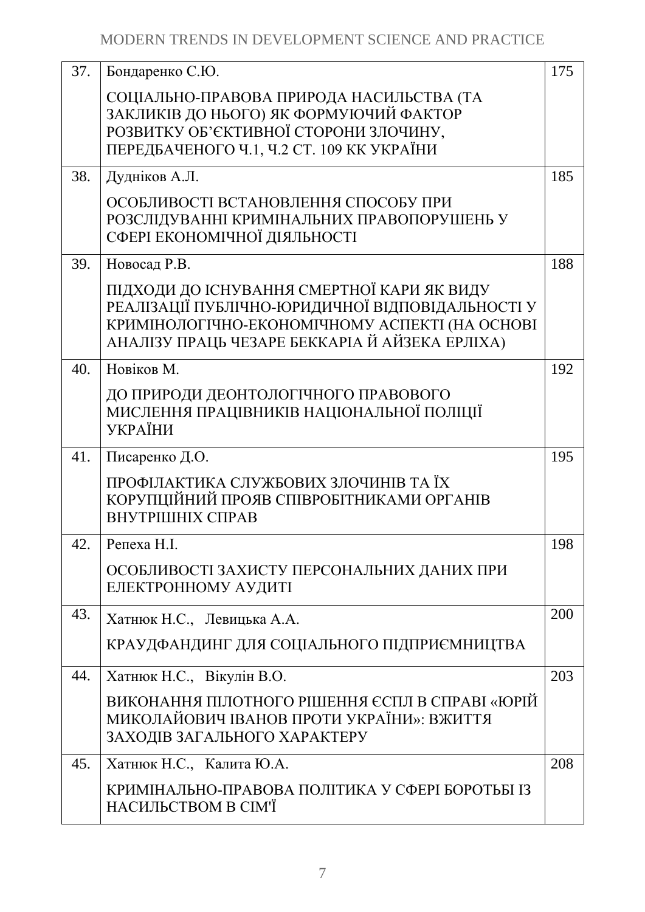| | | |
|---|---|---|
| 37. | Бондаренко С.Ю.<br><br>СОЦІАЛЬНО-ПРАВОВА ПРИРОДА НАСИЛЬСТВА (ТА ЗАКЛИКІВ ДО НЬОГО) ЯК ФОРМУЮЧИЙ ФАКТОР РОЗВИТКУ ОБ'ЄКТИВНОЇ СТОРОНИ ЗЛОЧИНУ, ПЕРЕДБАЧЕНОГО Ч.1, Ч.2 СТ. 109 КК УКРАЇНИ | 175 |
| 38. | Дудніков А.Л.<br><br>ОСОБЛИВОСТІ ВСТАНОВЛЕННЯ СПОСОБУ ПРИ РОЗСЛІДУВАННІ КРИМІНАЛЬНИХ ПРАВОПОРУШЕНЬ У СФЕРІ ЕКОНОМІЧНОЇ ДІЯЛЬНОСТІ | 185 |
| 39. | Новосад Р.В.<br><br>ПІДХОДИ ДО ІСНУВАННЯ СМЕРТНОЇ КАРИ ЯК ВИДУ РЕАЛІЗАЦІЇ ПУБЛІЧНО-ЮРИДИЧНОЇ ВІДПОВІДАЛЬНОСТІ У КРИМІНОЛОГІЧНО-ЕКОНОМІЧНОМУ АСПЕКТІ (НА ОСНОВІ АНАЛІЗУ ПРАЦЬ ЧЕЗАРЕ БЕККАРІА Й АЙЗЕКА ЕРЛІХА) | 188 |
| 40. | Новіков М.<br><br>ДО ПРИРОДИ ДЕОНТОЛОГІЧНОГО ПРАВОВОГО МИСЛЕННЯ ПРАЦІВНИКІВ НАЦІОНАЛЬНОЇ ПОЛІЦІЇ УКРАЇНИ | 192 |
| 41. | Писаренко Д.О.<br><br>ПРОФІЛАКТИКА СЛУЖБОВИХ ЗЛОЧИНІВ ТА ЇХ КОРУПЦІЙНИЙ ПРОЯВ СПІВРОБІТНИКАМИ ОРГАНІВ ВНУТРІШНІХ СПРАВ | 195 |
| 42. | Репеха Н.І.<br><br>ОСОБЛИВОСТІ ЗАХИСТУ ПЕРСОНАЛЬНИХ ДАНИХ ПРИ ЕЛЕКТРОННОМУ АУДИТІ | 198 |
| 43. | Хатнюк Н.С., Левицька А.А.<br><br>КРАУДФАНДИНГ ДЛЯ СОЦІАЛЬНОГО ПІДПРИЄМНИЦТВА | 200 |
| 44. | Хатнюк Н.С., Вікулін В.О.<br><br>ВИКОНАННЯ ПІЛОТНОГО РІШЕННЯ ЄСПЛ В СПРАВІ «ЮРІЙ МИКОЛАЙОВИЧ ІВАНОВ ПРОТИ УКРАЇНИ»: ВЖИТТЯ ЗАХОДІВ ЗАГАЛЬНОГО ХАРАКТЕРУ | 203 |
| 45. | Хатнюк Н.С., Калита Ю.А.<br><br>КРИМІНАЛЬНО-ПРАВОВА ПОЛІТИКА У СФЕРІ БОРОТЬБИ ІЗ НАСИЛЬСТВОМ В СІМ'Ї | 208 |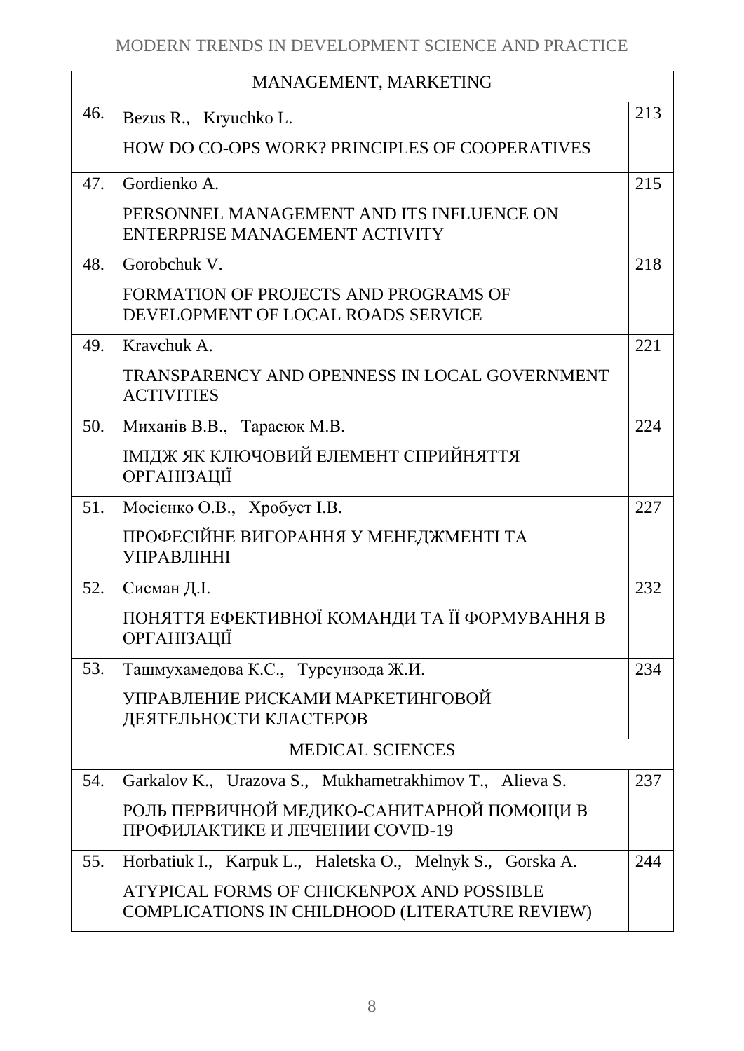| MANAGEMENT, MARKETING | | |
|---|---|---|
| 46. | Bezus R., Kryuchko L.<br>HOW DO CO-OPS WORK? PRINCIPLES OF COOPERATIVES | 213 |
| 47. | Gordienko A.<br>PERSONNEL MANAGEMENT AND ITS INFLUENCE ON ENTERPRISE MANAGEMENT ACTIVITY | 215 |
| 48. | Gorobchuk V.<br>FORMATION OF PROJECTS AND PROGRAMS OF DEVELOPMENT OF LOCAL ROADS SERVICE | 218 |
| 49. | Kravchuk A.<br>TRANSPARENCY AND OPENNESS IN LOCAL GOVERNMENT ACTIVITIES | 221 |
| 50. | Миханів В.В., Тарасюк М.В.<br>ІМІДЖ ЯК КЛЮЧОВИЙ ЕЛЕМЕНТ СПРИЙНЯТТЯ ОРГАНІЗАЦІЇ | 224 |
| 51. | Мосієнко О.В., Хробуст І.В.<br>ПРОФЕСІЙНЕ ВИГОРАННЯ У МЕНЕДЖМЕНТІ ТА УПРАВЛІННІ | 227 |
| 52. | Сисман Д.І.<br>ПОНЯТТЯ ЕФЕКТИВНОЇ КОМАНДИ ТА ЇЇ ФОРМУВАННЯ В ОРГАНІЗАЦІЇ | 232 |
| 53. | Ташмухамедова К.С., Турсунзода Ж.И.<br>УПРАВЛЕНИЕ РИСКАМИ МАРКЕТИНГОВОЙ ДЕЯТЕЛЬНОСТИ КЛАСТЕРОВ | 234 |
| MEDICAL SCIENCES | | |
| 54. | Garkalov K., Urazova S., Mukhametrakhimov T., Alieva S.<br>РОЛЬ ПЕРВИЧНОЙ МЕДИКО-САНИТАРНОЙ ПОМОЩИ В ПРОФИЛАКТИКЕ И ЛЕЧЕНИИ COVID-19 | 237 |
| 55. | Horbatiuk I., Karpuk L., Haletska O., Melnyk S., Gorska A.<br>ATYPICAL FORMS OF CHICKENPOX AND POSSIBLE COMPLICATIONS IN CHILDHOOD (LITERATURE REVIEW) | 244 |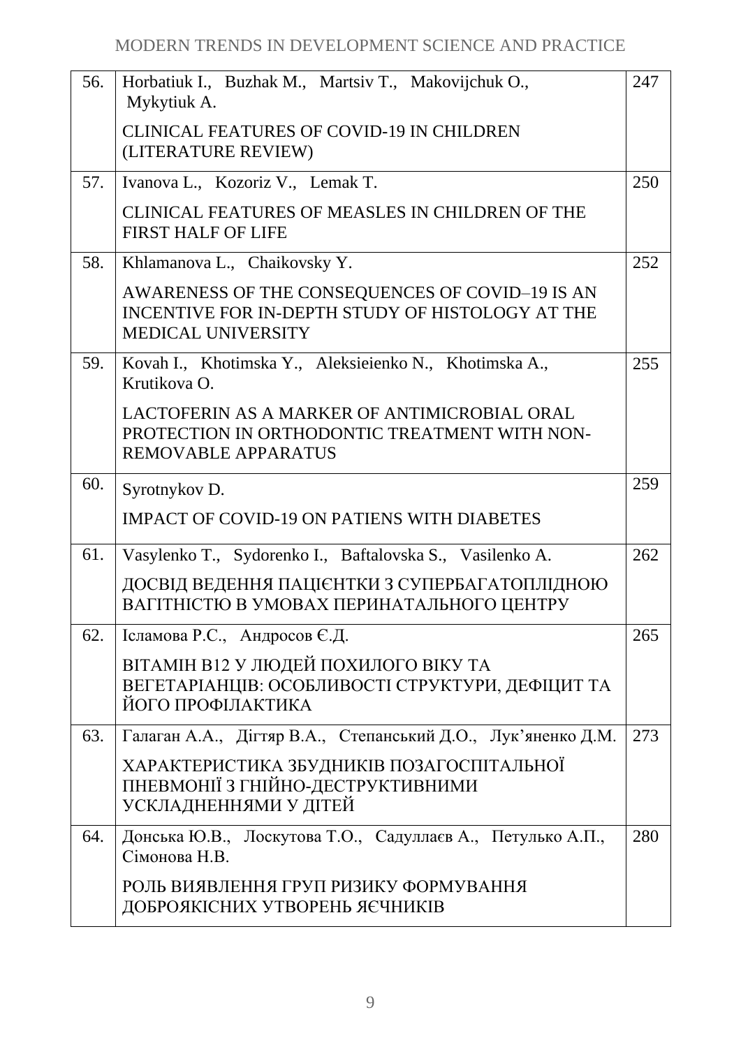| | | |
|---|---|---|
| 56. | Horbatiuk I., Buzhak M., Martsiv T., Makovijchuk O., Mykytiuk A.<br><br>CLINICAL FEATURES OF COVID-19 IN CHILDREN (LITERATURE REVIEW) | 247 |
| 57. | Ivanova L., Kozoriz V., Lemak T.<br><br>CLINICAL FEATURES OF MEASLES IN CHILDREN OF THE FIRST HALF OF LIFE | 250 |
| 58. | Khlamanova L., Chaikovsky Y.<br><br>AWARENESS OF THE CONSEQUENCES OF COVID–19 IS AN INCENTIVE FOR IN-DEPTH STUDY OF HISTOLOGY AT THE MEDICAL UNIVERSITY | 252 |
| 59. | Kovah I., Khotimska Y., Aleksieienko N., Khotimska A., Krutikova O.<br><br>LACTOFERIN AS A MARKER OF ANTIMICROBIAL ORAL PROTECTION IN ORTHODONTIC TREATMENT WITH NON-REMOVABLE APPARATUS | 255 |
| 60. | Syrotnykov D.<br><br>IMPACT OF COVID-19 ON PATIENS WITH DIABETES | 259 |
| 61. | Vasylenko T., Sydorenko I., Baftalovska S., Vasilenko A.<br><br>ДОСВІД ВЕДЕННЯ ПАЦІЄНТКИ З СУПЕРБАГАТОПЛІДНОЮ ВАГІТНІСТЮ В УМОВАХ ПЕРИНАТАЛЬНОГО ЦЕНТРУ | 262 |
| 62. | Ісламова Р.С., Андросов Є.Д.<br><br>ВІТАМІН В12 У ЛЮДЕЙ ПОХИЛОГО ВІКУ ТА ВЕГЕТАРІАНЦІВ: ОСОБЛИВОСТІ СТРУКТУРИ, ДЕФІЦИТ ТА ЙОГО ПРОФІЛАКТИКА | 265 |
| 63. | Галаган А.А., Дігтяр В.А., Степанський Д.О., Лук'яненко Д.М.<br><br>ХАРАКТЕРИСТИКА ЗБУДНИКІВ ПОЗАГОСПІТАЛЬНОЇ ПНЕВМОНІЇ З ГНІЙНО-ДЕСТРУКТИВНИМИ УСКЛАДНЕННЯМИ У ДІТЕЙ | 273 |
| 64. | Донська Ю.В., Лоскутова Т.О., Садуллаєв А., Петулько А.П., Сімонова Н.В.<br><br>РОЛЬ ВИЯВЛЕННЯ ГРУП РИЗИКУ ФОРМУВАННЯ ДОБРОЯКІСНИХ УТВОРЕНЬ ЯЄЧНИКІВ | 280 |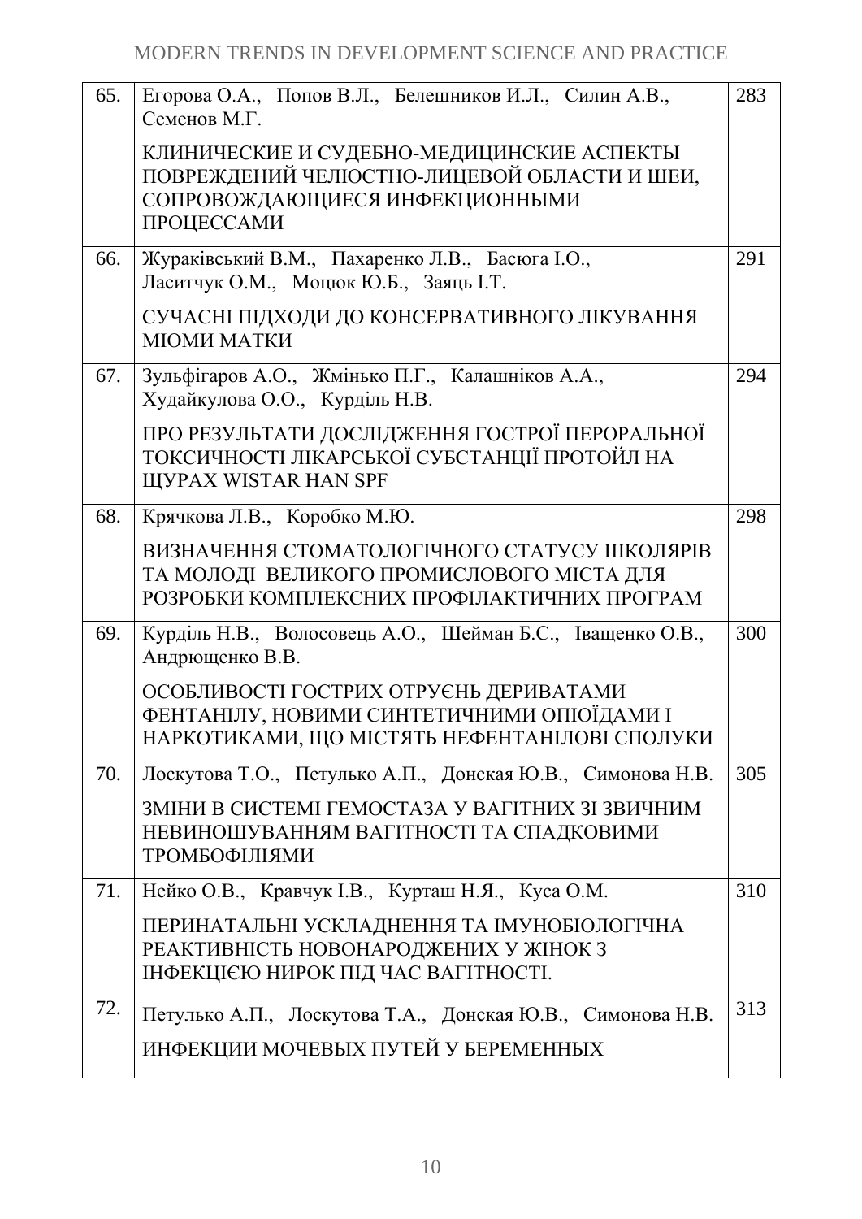| | | |
|---|---|---|
| 65. | Егорова О.А., Попов В.Л., Белешников И.Л., Силин А.В., Семенов М.Г.<br><br>КЛИНИЧЕСКИЕ И СУДЕБНО-МЕДИЦИНСКИЕ АСПЕКТЫ ПОВРЕЖДЕНИЙ ЧЕЛЮСТНО-ЛИЦЕВОЙ ОБЛАСТИ И ШЕИ, СОПРОВОЖДАЮЩИЕСЯ ИНФЕКЦИОННЫМИ ПРОЦЕССАМИ | 283 |
| 66. | Жураківський В.М., Пахаренко Л.В., Басюга І.О., Ласитчук О.М., Моцюк Ю.Б., Заяць І.Т.<br><br>СУЧАСНІ ПІДХОДИ ДО КОНСЕРВАТИВНОГО ЛІКУВАННЯ МІОМИ МАТКИ | 291 |
| 67. | Зульфігаров А.О., Жмінько П.Г., Калашніков А.А., Худайкулова О.О., Курділь Н.В.<br><br>ПРО РЕЗУЛЬТАТИ ДОСЛІДЖЕННЯ ГОСТРОЇ ПЕРОРАЛЬНОЇ ТОКСИЧНОСТІ ЛІКАРСЬКОЇ СУБСТАНЦІЇ ПРОТОЙЛ НА ЩУРАХ WISTAR HAN SPF | 294 |
| 68. | Крячкова Л.В., Коробко М.Ю.<br><br>ВИЗНАЧЕННЯ СТОМАТОЛОГІЧНОГО СТАТУСУ ШКОЛЯРІВ ТА МОЛОДІ ВЕЛИКОГО ПРОМИСЛОВОГО МІСТА ДЛЯ РОЗРОБКИ КОМПЛЕКСНИХ ПРОФІЛАКТИЧНИХ ПРОГРАМ | 298 |
| 69. | Курділь Н.В., Волосовець А.О., Шейман Б.С., Іващенко О.В., Андрющенко В.В.<br><br>ОСОБЛИВОСТІ ГОСТРИХ ОТРУЄНЬ ДЕРИВАТАМИ ФЕНТАНІЛУ, НОВИМИ СИНТЕТИЧНИМИ ОПІОЇДАМИ І НАРКОТИКАМИ, ЩО МІСТЯТЬ НЕФЕНТАНІЛОВІ СПОЛУКИ | 300 |
| 70. | Лоскутова Т.О., Петулько А.П., Донская Ю.В., Симонова Н.В.<br><br>ЗМІНИ В СИСТЕМІ ГЕМОСТАЗА У ВАГІТНИХ ЗІ ЗВИЧНИМ НЕВИНОШУВАННЯМ ВАГІТНОСТІ ТА СПАДКОВИМИ ТРОМБОФІЛІЯМИ | 305 |
| 71. | Нейко О.В., Кравчук І.В., Курташ Н.Я., Куса О.М.<br><br>ПЕРИНАТАЛЬНІ УСКЛАДНЕННЯ ТА ІМУНОБІОЛОГІЧНА РЕАКТИВНІСТЬ НОВОНАРОДЖЕНИХ У ЖІНОК З ІНФЕКЦІЄЮ НИРОК ПІД ЧАС ВАГІТНОСТІ. | 310 |
| 72. | Петулько А.П., Лоскутова Т.А., Донская Ю.В., Симонова Н.В.<br><br>ИНФЕКЦИИ МОЧЕВЫХ ПУТЕЙ У БЕРЕМЕННЫХ | 313 |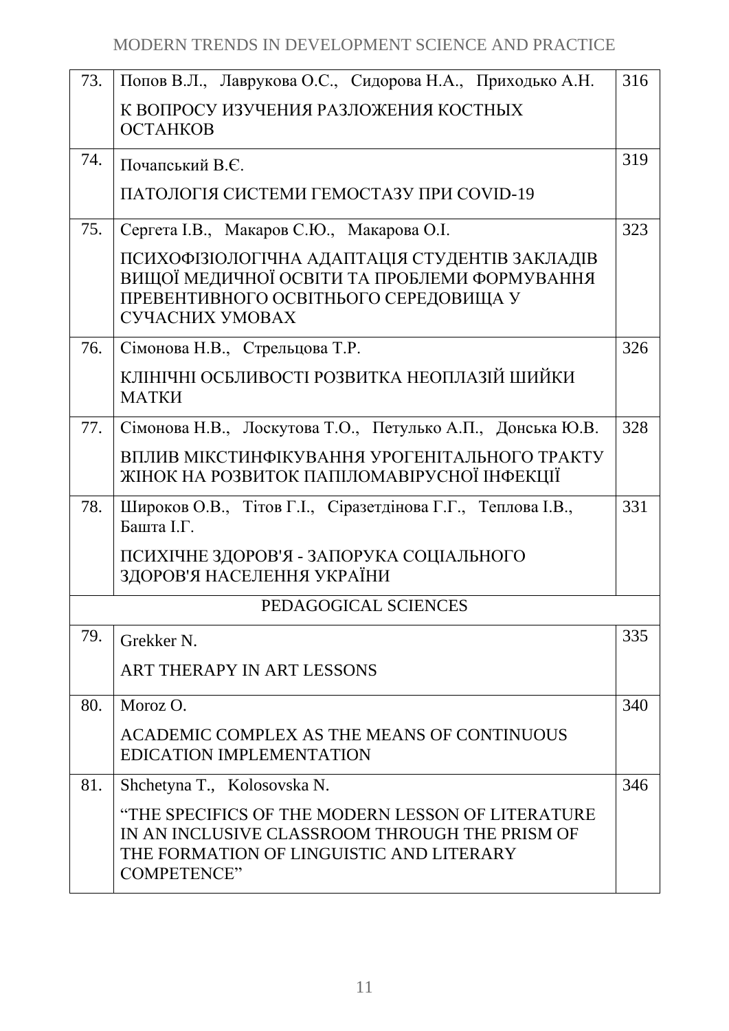| | | |
|---|---|---|
| 73. | Попов В.Л., Лаврукова О.С., Сидорова Н.А., Приходько А.Н.<br>К ВОПРОСУ ИЗУЧЕНИЯ РАЗЛОЖЕНИЯ КОСТНЫХ ОСТАНКОВ | 316 |
| 74. | Почапський В.Є.<br>ПАТОЛОГІЯ СИСТЕМИ ГЕМОСТАЗУ ПРИ COVID-19 | 319 |
| 75. | Сергета І.В., Макаров С.Ю., Макарова О.І.<br>ПСИХОФІЗІОЛОГІЧНА АДАПТАЦІЯ СТУДЕНТІВ ЗАКЛАДІВ ВИЩОЇ МЕДИЧНОЇ ОСВІТИ ТА ПРОБЛЕМИ ФОРМУВАННЯ ПРЕВЕНТИВНОГО ОСВІТНЬОГО СЕРЕДОВИЩА У СУЧАСНИХ УМОВАХ | 323 |
| 76. | Сімонова Н.В., Стрельцова Т.Р.<br>КЛІНІЧНІ ОСБЛИВОСТІ РОЗВИТКА НЕОПЛАЗІЙ ШИЙКИ МАТКИ | 326 |
| 77. | Сімонова Н.В., Лоскутова Т.О., Петулько А.П., Донська Ю.В.<br>ВПЛИВ МІКСТИНФІКУВАННЯ УРОГЕНІТАЛЬНОГО ТРАКТУ ЖІНОК НА РОЗВИТОК ПАПІЛОМАВІРУСНОЇ ІНФЕКЦІЇ | 328 |
| 78. | Широков О.В., Тітов Г.І., Сіразетдінова Г.Г., Теплова І.В., Башта І.Г.<br>ПСИХІЧНЕ ЗДОРОВ'Я - ЗАПОРУКА СОЦІАЛЬНОГО ЗДОРОВ'Я НАСЕЛЕННЯ УКРАЇНИ | 331 |
| | PEDAGOGICAL SCIENCES | |
| 79. | Grekker N.<br>ART THERAPY IN ART LESSONS | 335 |
| 80. | Moroz O.<br>ACADEMIC COMPLEX AS THE MEANS OF CONTINUOUS EDICATION IMPLEMENTATION | 340 |
| 81. | Shchetyna T., Kolosovska N.<br>"THE SPECIFICS OF THE MODERN LESSON OF LITERATURE IN AN INCLUSIVE CLASSROOM THROUGH THE PRISM OF THE FORMATION OF LINGUISTIC AND LITERARY COMPETENCE" | 346 |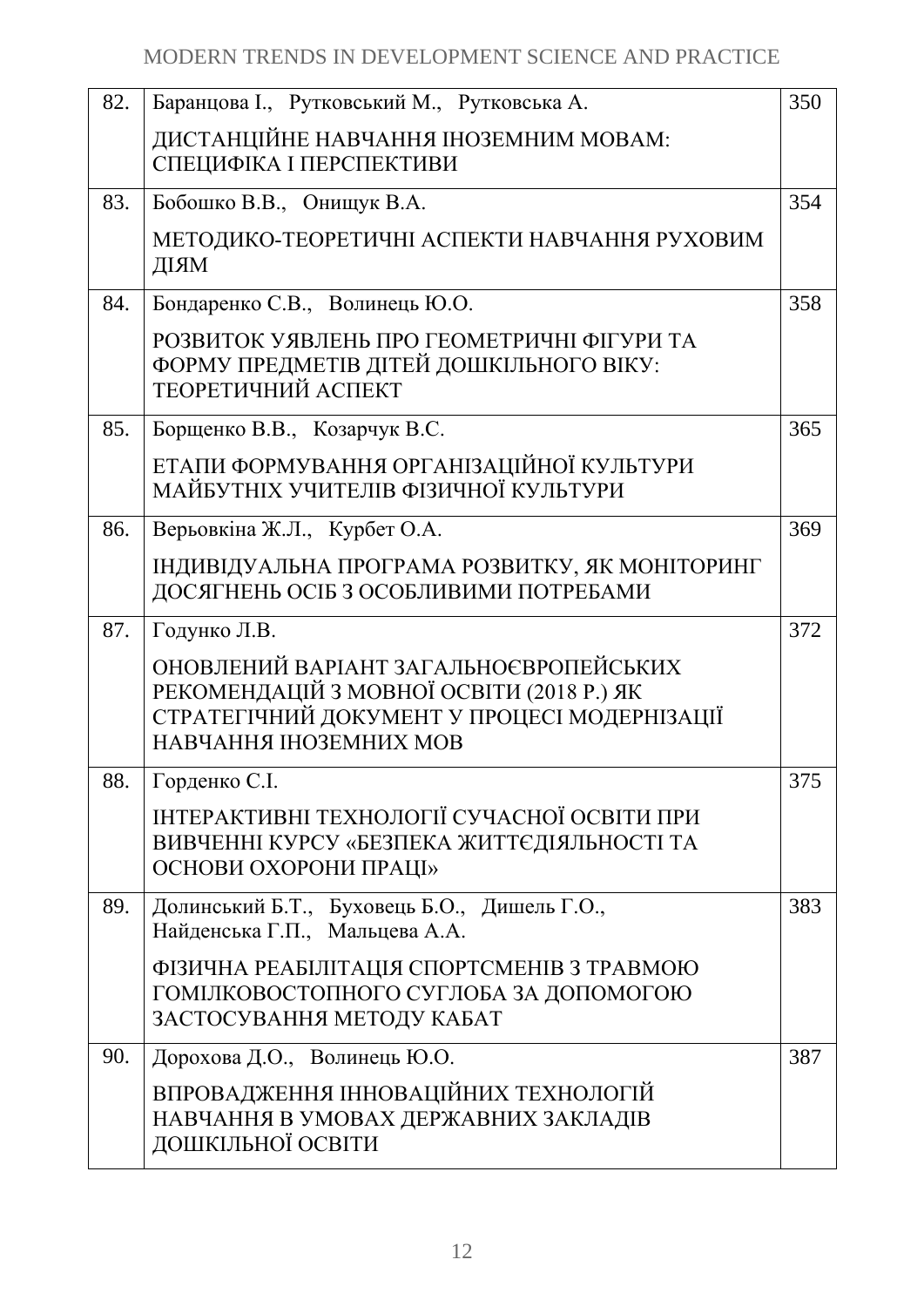| | | |
|---|---|---|
| 82. | Баранцова І., Рутковський М., Рутковська А.<br><br>ДИСТАНЦІЙНЕ НАВЧАННЯ ІНОЗЕМНИМ МОВАМ: СПЕЦИФІКА І ПЕРСПЕКТИВИ | 350 |
| 83. | Бобошко В.В., Онищук В.А.<br><br>МЕТОДИКО-ТЕОРЕТИЧНІ АСПЕКТИ НАВЧАННЯ РУХОВИМ ДІЯМ | 354 |
| 84. | Бондаренко С.В., Волинець Ю.О.<br><br>РОЗВИТОК УЯВЛЕНЬ ПРО ГЕОМЕТРИЧНІ ФІГУРИ ТА ФОРМУ ПРЕДМЕТІВ ДІТЕЙ ДОШКІЛЬНОГО ВІКУ: ТЕОРЕТИЧНИЙ АСПЕКТ | 358 |
| 85. | Борщенко В.В., Козарчук В.С.<br><br>ЕТАПИ ФОРМУВАННЯ ОРГАНІЗАЦІЙНОЇ КУЛЬТУРИ МАЙБУТНІХ УЧИТЕЛІВ ФІЗИЧНОЇ КУЛЬТУРИ | 365 |
| 86. | Верьовкіна Ж.Л., Курбет О.А.<br><br>ІНДИВІДУАЛЬНА ПРОГРАМА РОЗВИТКУ, ЯК МОНІТОРИНГ ДОСЯГНЕНЬ ОСІБ З ОСОБЛИВИМИ ПОТРЕБАМИ | 369 |
| 87. | Годунко Л.В.<br><br>ОНОВЛЕНИЙ ВАРІАНТ ЗАГАЛЬНОЄВРОПЕЙСЬКИХ РЕКОМЕНДАЦІЙ З МОВНОЇ ОСВІТИ (2018 Р.) ЯК СТРАТЕГІЧНИЙ ДОКУМЕНТ У ПРОЦЕСІ МОДЕРНІЗАЦІЇ НАВЧАННЯ ІНОЗЕМНИХ МОВ | 372 |
| 88. | Горденко С.І.<br><br>ІНТЕРАКТИВНІ ТЕХНОЛОГІЇ СУЧАСНОЇ ОСВІТИ ПРИ ВИВЧЕННІ КУРСУ «БЕЗПЕКА ЖИТТЄДІЯЛЬНОСТІ ТА ОСНОВИ ОХОРОНИ ПРАЦІ» | 375 |
| 89. | Долинський Б.Т., Буховець Б.О., Дишель Г.О., Найденська Г.П., Мальцева А.А.<br><br>ФІЗИЧНА РЕАБІЛІТАЦІЯ СПОРТСМЕНІВ З ТРАВМОЮ ГОМІЛКОВОСТОПНОГО СУГЛОБА ЗА ДОПОМОГОЮ ЗАСТОСУВАННЯ МЕТОДУ КАБАТ | 383 |
| 90. | Дорохова Д.О., Волинець Ю.О.<br><br>ВПРОВАДЖЕННЯ ІННОВАЦІЙНИХ ТЕХНОЛОГІЙ НАВЧАННЯ В УМОВАХ ДЕРЖАВНИХ ЗАКЛАДІВ ДОШКІЛЬНОЇ ОСВІТИ | 387 |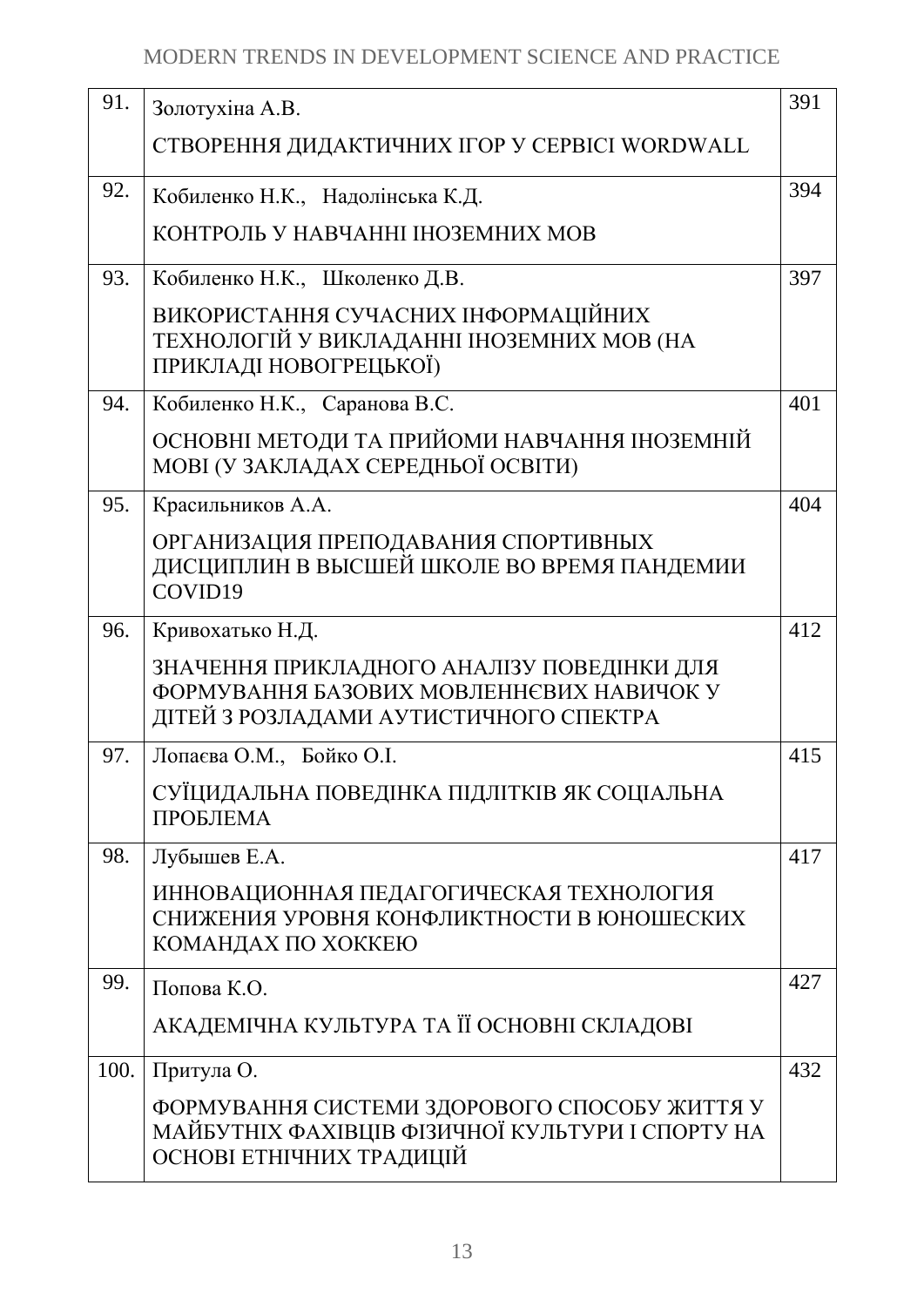| | | |
|---|---|---|
| 91. | Золотухіна А.В.<br>СТВОРЕННЯ ДИДАКТИЧНИХ ІГОР У СЕРВІСІ WORDWALL | 391 |
| 92. | Кобиленко Н.К., Надолінська К.Д.<br>КОНТРОЛЬ У НАВЧАННІ ІНОЗЕМНИХ МОВ | 394 |
| 93. | Кобиленко Н.К., Школенко Д.В.<br>ВИКОРИСТАННЯ СУЧАСНИХ ІНФОРМАЦІЙНИХ ТЕХНОЛОГІЙ У ВИКЛАДАННІ ІНОЗЕМНИХ МОВ (НА ПРИКЛАДІ НОВОГРЕЦЬКОЇ) | 397 |
| 94. | Кобиленко Н.К., Саранова В.С.<br>ОСНОВНІ МЕТОДИ ТА ПРИЙОМИ НАВЧАННЯ ІНОЗЕМНІЙ МОВІ (У ЗАКЛАДАХ СЕРЕДНЬОЇ ОСВІТИ) | 401 |
| 95. | Красильников А.А.<br>ОРГАНИЗАЦИЯ ПРЕПОДАВАНИЯ СПОРТИВНЫХ ДИСЦИПЛИН В ВЫСШЕЙ ШКОЛЕ ВО ВРЕМЯ ПАНДЕМИИ COVID19 | 404 |
| 96. | Кривохатько Н.Д.<br>ЗНАЧЕННЯ ПРИКЛАДНОГО АНАЛІЗУ ПОВЕДІНКИ ДЛЯ ФОРМУВАННЯ БАЗОВИХ МОВЛЕННЄВИХ НАВИЧОК У ДІТЕЙ З РОЗЛАДАМИ АУТИСТИЧНОГО СПЕКТРА | 412 |
| 97. | Лопаєва О.М., Бойко О.І.<br>СУЇЦИДАЛЬНА ПОВЕДІНКА ПІДЛІТКІВ ЯК СОЦІАЛЬНА ПРОБЛЕМА | 415 |
| 98. | Лубышев Е.А.<br>ИННОВАЦИОННАЯ ПЕДАГОГИЧЕСКАЯ ТЕХНОЛОГИЯ СНИЖЕНИЯ УРОВНЯ КОНФЛИКТНОСТИ В ЮНОШЕСКИХ КОМАНДАХ ПО ХОККЕЮ | 417 |
| 99. | Попова К.О.<br>АКАДЕМІЧНА КУЛЬТУРА ТА ЇЇ ОСНОВНІ СКЛАДОВІ | 427 |
| 100. | Притула О.<br>ФОРМУВАННЯ СИСТЕМИ ЗДОРОВОГО СПОСОБУ ЖИТТЯ У МАЙБУТНІХ ФАХІВЦІВ ФІЗИЧНОЇ КУЛЬТУРИ І СПОРТУ НА ОСНОВІ ЕТНІЧНИХ ТРАДИЦІЙ | 432 |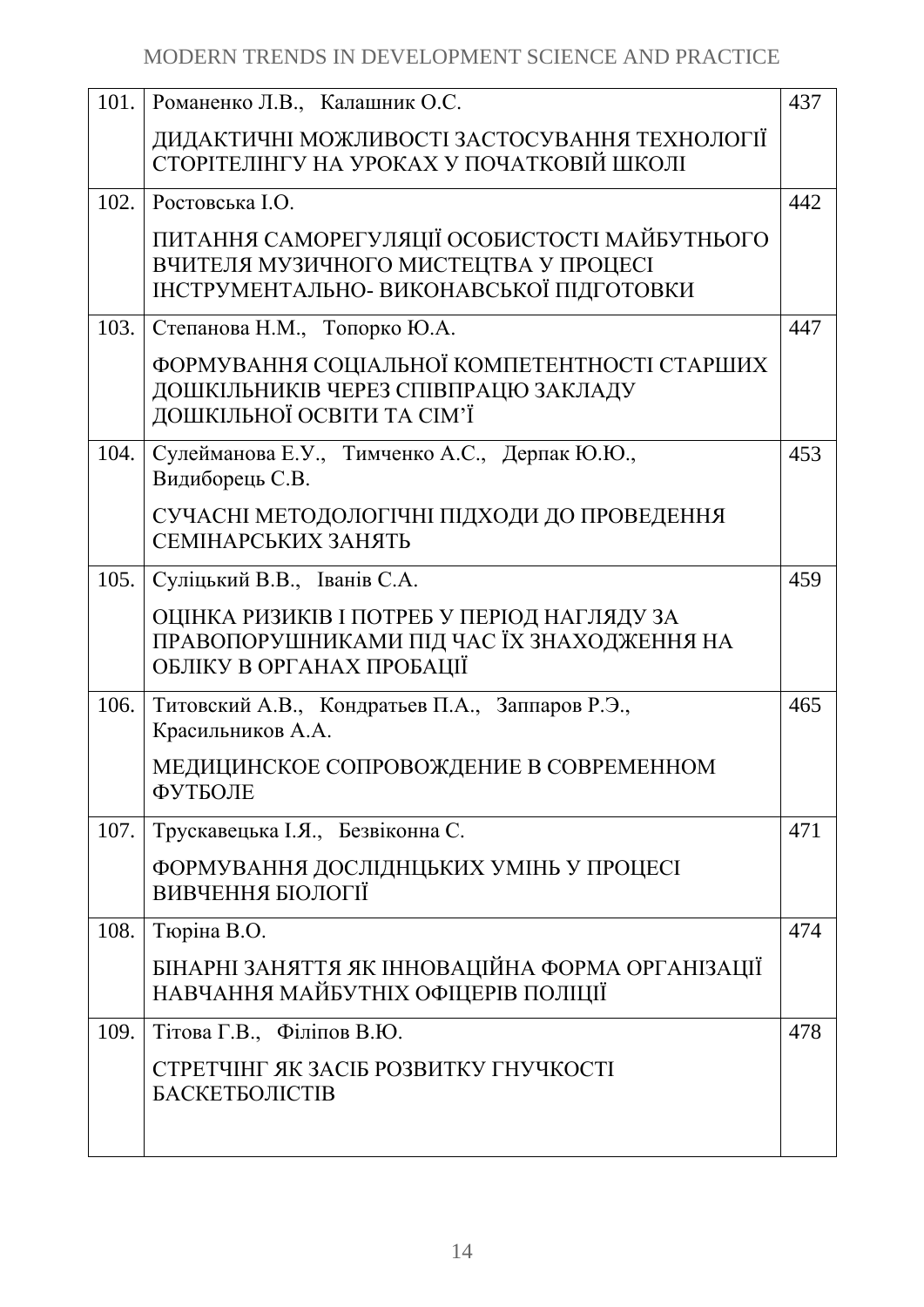| | | |
|---|---|---|
| 101. | Романенко Л.В., Калашник О.С.<br><br>ДИДАКТИЧНІ МОЖЛИВОСТІ ЗАСТОСУВАННЯ ТЕХНОЛОГІЇ СТОРІТЕЛІНГУ НА УРОКАХ У ПОЧАТКОВІЙ ШКОЛІ | 437 |
| 102. | Ростовська І.О.<br><br>ПИТАННЯ САМОРЕГУЛЯЦІЇ ОСОБИСТОСТІ МАЙБУТНЬОГО ВЧИТЕЛЯ МУЗИЧНОГО МИСТЕЦТВА У ПРОЦЕСІ ІНСТРУМЕНТАЛЬНО- ВИКОНАВСЬКОЇ ПІДГОТОВКИ | 442 |
| 103. | Степанова Н.М., Топорко Ю.А.<br><br>ФОРМУВАННЯ СОЦІАЛЬНОЇ КОМПЕТЕНТНОСТІ СТАРШИХ ДОШКІЛЬНИКІВ ЧЕРЕЗ СПІВПРАЦЮ ЗАКЛАДУ ДОШКІЛЬНОЇ ОСВІТИ ТА СІМ'Ї | 447 |
| 104. | Сулейманова Е.У., Тимченко А.С., Дерпак Ю.Ю., Видиборець С.В.<br><br>СУЧАСНІ МЕТОДОЛОГІЧНІ ПІДХОДИ ДО ПРОВЕДЕННЯ СЕМІНАРСЬКИХ ЗАНЯТЬ | 453 |
| 105. | Суліцький В.В., Іванів С.А.<br><br>ОЦІНКА РИЗИКІВ І ПОТРЕБ У ПЕРІОД НАГЛЯДУ ЗА ПРАВОПОРУШНИКАМИ ПІД ЧАС ЇХ ЗНАХОДЖЕННЯ НА ОБЛІКУ В ОРГАНАХ ПРОБАЦІЇ | 459 |
| 106. | Титовский А.В., Кондратьев П.А., Заппаров Р.Э., Красильников А.А.<br><br>МЕДИЦИНСКОЕ СОПРОВОЖДЕНИЕ В СОВРЕМЕННОМ ФУТБОЛЕ | 465 |
| 107. | Трускавецька І.Я., Безвіконна С.<br><br>ФОРМУВАННЯ ДОСЛІДНЦЬКИХ УМІНЬ У ПРОЦЕСІ ВИВЧЕННЯ БІОЛОГІЇ | 471 |
| 108. | Тюріна В.О.<br><br>БІНАРНІ ЗАНЯТТЯ ЯК ІННОВАЦІЙНА ФОРМА ОРГАНІЗАЦІЇ НАВЧАННЯ МАЙБУТНІХ ОФІЦЕРІВ ПОЛІЦІЇ | 474 |
| 109. | Тітова Г.В., Філіпов В.Ю.<br><br>СТРЕТЧІНГ ЯК ЗАСІБ РОЗВИТКУ ГНУЧКОСТІ БАСКЕТБОЛІСТІВ | 478 |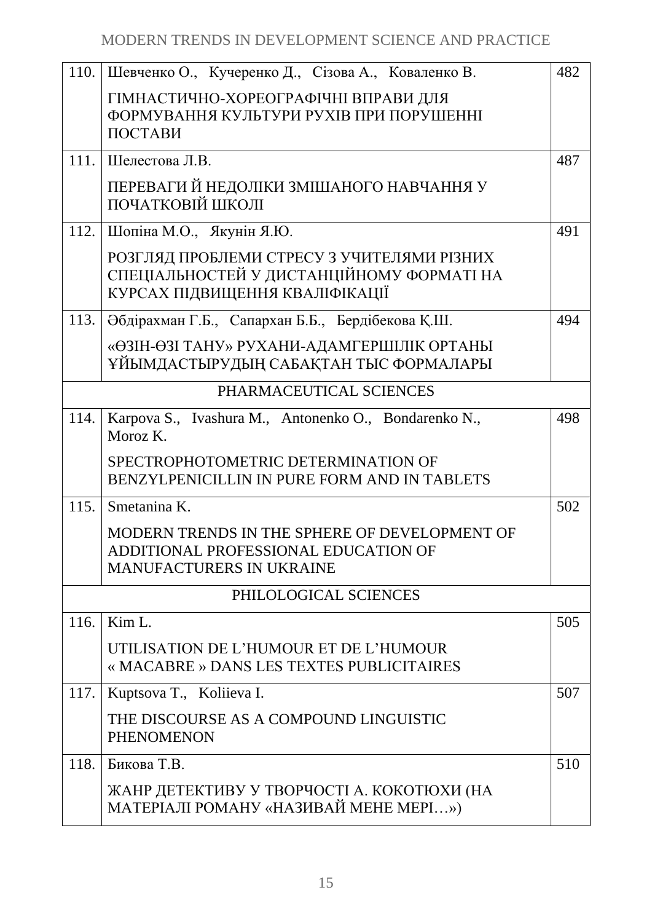| | | |
|---|---|---|
| 110. | Шевченко О., Кучеренко Д., Сізова А., Коваленко В.<br><br>ГІМНАСТИЧНО-ХОРЕОГРАФІЧНІ ВПРАВИ ДЛЯ ФОРМУВАННЯ КУЛЬТУРИ РУХІВ ПРИ ПОРУШЕННІ ПОСТАВИ | 482 |
| 111. | Шелестова Л.В.<br><br>ПЕРЕВАГИ Й НЕДОЛІКИ ЗМІШАНОГО НАВЧАННЯ У ПОЧАТКОВІЙ ШКОЛІ | 487 |
| 112. | Шопіна М.О., Якунін Я.Ю.<br><br>РОЗГЛЯД ПРОБЛЕМИ СТРЕСУ З УЧИТЕЛЯМИ РІЗНИХ СПЕЦІАЛЬНОСТЕЙ У ДИСТАНЦІЙНОМУ ФОРМАТІ НА КУРСАХ ПІДВИЩЕННЯ КВАЛІФІКАЦІЇ | 491 |
| 113. | Әбдірахман Г.Б., Сапархан Б.Б., Бердібекова Қ.Ш.<br><br>«ӨЗІН-ӨЗІ ТАНУ» РУХАНИ-АДАМГЕРШІЛІК ОРТАНЫ ҰЙЫМДАСТЫРУДЫҢ САБАҚТАН ТЫС ФОРМАЛАРЫ | 494 |
| | PHARMACEUTICAL SCIENCES | |
| 114. | Karpova S., Ivashura M., Antonenko O., Bondarenko N., Moroz K.<br><br>SPECTROPHOTOMETRIC DETERMINATION OF BENZYLPENICILLIN IN PURE FORM AND IN TABLETS | 498 |
| 115. | Smetanina K.<br><br>MODERN TRENDS IN THE SPHERE OF DEVELOPMENT OF ADDITIONAL PROFESSIONAL EDUCATION OF MANUFACTURERS IN UKRAINE | 502 |
| | PHILOLOGICAL SCIENCES | |
| 116. | Kim L.<br><br>UTILISATION DE L’HUMOUR ET DE L’HUMOUR « MACABRE » DANS LES TEXTES PUBLICITAIRES | 505 |
| 117. | Kuptsova T., Koliieva I.<br><br>THE DISCOURSE AS A COMPOUND LINGUISTIC PHENOMENON | 507 |
| 118. | Бикова Т.В.<br><br>ЖАНР ДЕТЕКТИВУ У ТВОРЧОСТІ А. КОКОТЮХИ (НА МАТЕРІАЛІ РОМАНУ «НАЗИВАЙ МЕНЕ МЕРІ…») | 510 |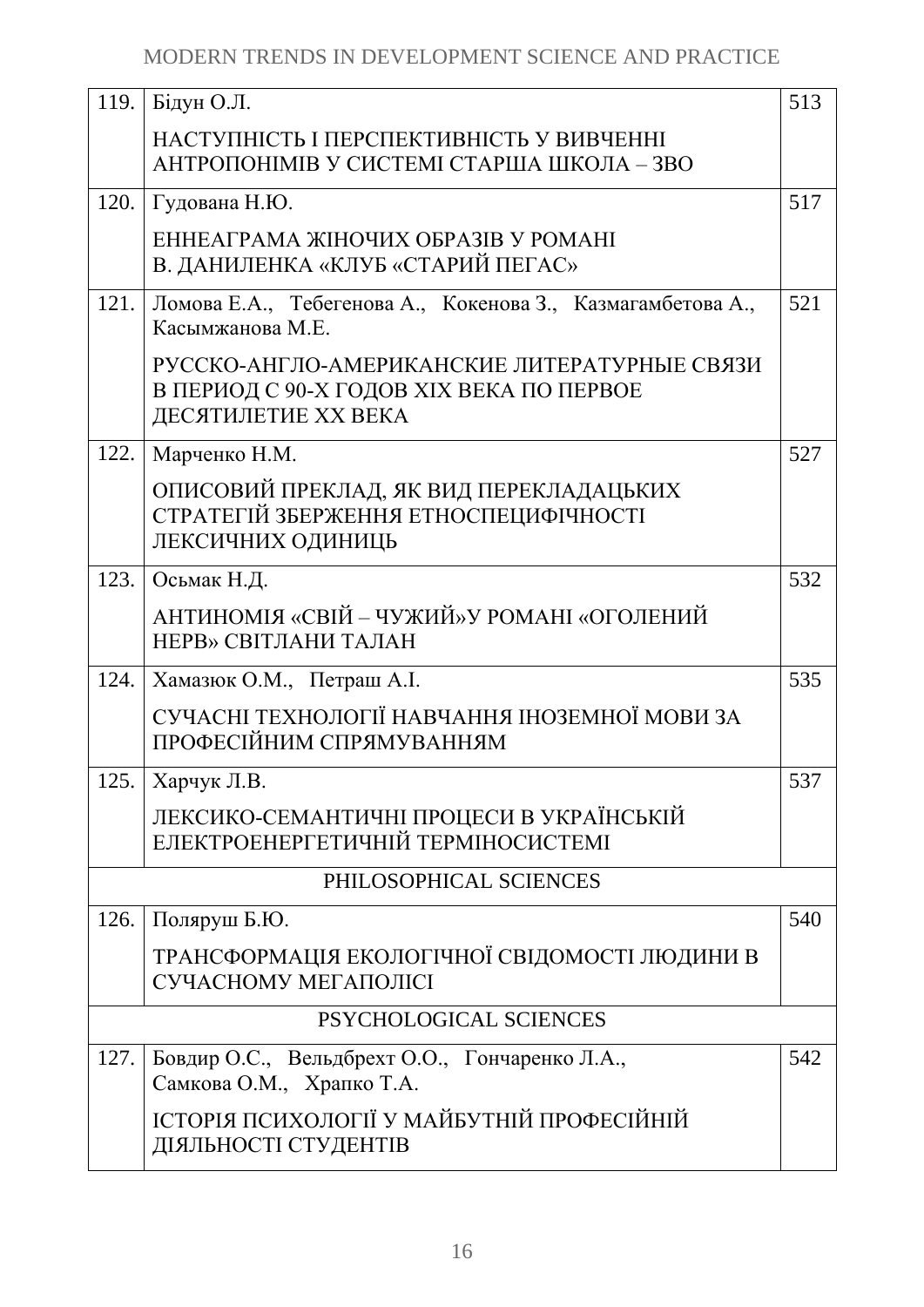| | | |
|---|---|---|
| 119. | Бідун О.Л.<br><br>НАСТУПНІСТЬ І ПЕРСПЕКТИВНІСТЬ У ВИВЧЕННІ АНТРОПОНІМІВ У СИСТЕМІ СТАРША ШКОЛА – ЗВО | 513 |
| 120. | Гудована Н.Ю.<br><br>ЕННЕАГРАМА ЖІНОЧИХ ОБРАЗІВ У РОМАНІ В. ДАНИЛЕНКА «КЛУБ «СТАРИЙ ПЕГАС» | 517 |
| 121. | Ломова Е.А., Тебегенова А., Кокенова З., Казмагамбетова А., Касымжанова М.Е.<br><br>РУССКО-АНГЛО-АМЕРИКАНСКИЕ ЛИТЕРАТУРНЫЕ СВЯЗИ В ПЕРИОД С 90-Х ГОДОВ XIX ВЕКА ПО ПЕРВОЕ ДЕСЯТИЛЕТИЕ XX ВЕКА | 521 |
| 122. | Марченко Н.М.<br><br>ОПИСОВИЙ ПРЕКЛАД, ЯК ВИД ПЕРЕКЛАДАЦЬКИХ СТРАТЕГІЙ ЗБЕРЕЖЕННЯ ЕТНОСПЕЦИФІЧНОСТІ ЛЕКСИЧНИХ ОДИНИЦЬ | 527 |
| 123. | Осьмак Н.Д.<br><br>АНТИНОМІЯ «СВІЙ – ЧУЖИЙ»У РОМАНІ «ОГОЛЕНИЙ НЕРВ» СВІТЛАНИ ТАЛАН | 532 |
| 124. | Хамазюк О.М., Петраш А.І.<br><br>СУЧАСНІ ТЕХНОЛОГІЇ НАВЧАННЯ ІНОЗЕМНОЇ МОВИ ЗА ПРОФЕСІЙНИМ СПРЯМУВАННЯМ | 535 |
| 125. | Харчук Л.В.<br><br>ЛЕКСИКО-СЕМАНТИЧНІ ПРОЦЕСИ В УКРАЇНСЬКІЙ ЕЛЕКТРОЕНЕРГЕТИЧНІЙ ТЕРМІНОСИСТЕМІ | 537 |
| | PHILOSOPHICAL SCIENCES | |
| 126. | Поляруш Б.Ю.<br><br>ТРАНСФОРМАЦІЯ ЕКОЛОГІЧНОЇ СВІДОМОСТІ ЛЮДИНИ В СУЧАСНОМУ МЕГАПОЛІСІ | 540 |
| | PSYCHOLOGICAL SCIENCES | |
| 127. | Бовдир О.С., Вельдбрехт О.О., Гончаренко Л.А., Самкова О.М., Храпко Т.А.<br><br>ІСТОРІЯ ПСИХОЛОГІЇ У МАЙБУТНІЙ ПРОФЕСІЙНІЙ ДІЯЛЬНОСТІ СТУДЕНТІВ | 542 |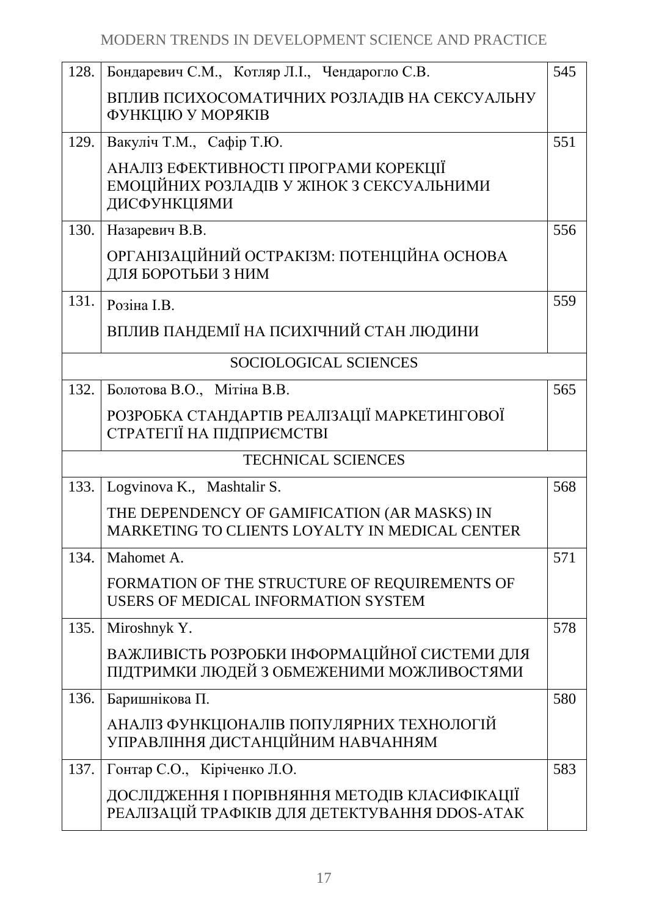| | | |
|---|---|---|
| 128. | Бондаревич С.М., Котляр Л.І., Чендарогло С.В.<br><br>ВПЛИВ ПСИХОСОМАТИЧНИХ РОЗЛАДІВ НА СЕКСУАЛЬНУ ФУНКЦІЮ У МОРЯКІВ | 545 |
| 129. | Вакуліч Т.М., Сафір Т.Ю.<br><br>АНАЛІЗ ЕФЕКТИВНОСТІ ПРОГРАМИ КОРЕКЦІЇ ЕМОЦІЙНИХ РОЗЛАДІВ У ЖІНОК З СЕКСУАЛЬНИМИ ДИСФУНКЦІЯМИ | 551 |
| 130. | Назаревич В.В.<br><br>ОРГАНІЗАЦІЙНИЙ ОСТРАКІЗМ: ПОТЕНЦІЙНА ОСНОВА ДЛЯ БОРОТЬБИ З НИМ | 556 |
| 131. | Розіна І.В.<br><br>ВПЛИВ ПАНДЕМІЇ НА ПСИХІЧНИЙ СТАН ЛЮДИНИ | 559 |
| | SOCIOLOGICAL SCIENCES | |
| 132. | Болотова В.О., Мітіна В.В.<br><br>РОЗРОБКА СТАНДАРТІВ РЕАЛІЗАЦІЇ МАРКЕТИНГОВОЇ СТРАТЕГІЇ НА ПІДПРИЄМСТВІ | 565 |
| | TECHNICAL SCIENCES | |
| 133. | Logvinova K., Mashtalir S.<br><br>THE DEPENDENCY OF GAMIFICATION (AR MASKS) IN MARKETING TO CLIENTS LOYALTY IN MEDICAL CENTER | 568 |
| 134. | Mahomet A.<br><br>FORMATION OF THE STRUCTURE OF REQUIREMENTS OF USERS OF MEDICAL INFORMATION SYSTEM | 571 |
| 135. | Miroshnyk Y.<br><br>ВАЖЛИВІСТЬ РОЗРОБКИ ІНФОРМАЦІЙНОЇ СИСТЕМИ ДЛЯ ПІДТРИМКИ ЛЮДЕЙ З ОБМЕЖЕНИМИ МОЖЛИВОСТЯМИ | 578 |
| 136. | Баришнікова П.<br><br>АНАЛІЗ ФУНКЦІОНАЛІВ ПОПУЛЯРНИХ ТЕХНОЛОГІЙ УПРАВЛІННЯ ДИСТАНЦІЙНИМ НАВЧАННЯМ | 580 |
| 137. | Гонтар С.О., Кіріченко Л.О.<br><br>ДОСЛІДЖЕННЯ І ПОРІВНЯННЯ МЕТОДІВ КЛАСИФІКАЦІЇ РЕАЛІЗАЦІЙ ТРАФІКІВ ДЛЯ ДЕТЕКТУВАННЯ DDOS-АТАК | 583 |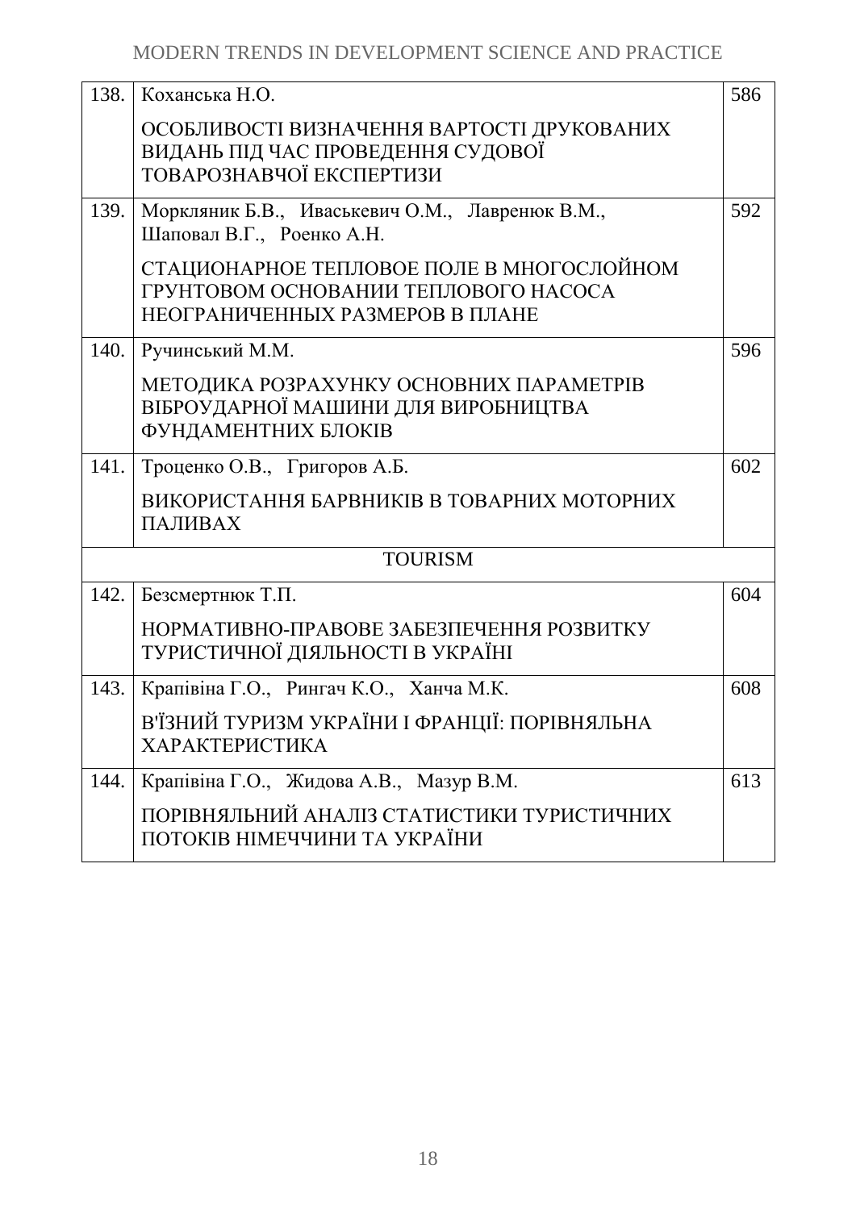| | | |
|---|---|---|
| 138. | Коханська Н.О.<br><br>ОСОБЛИВОСТІ ВИЗНАЧЕННЯ ВАРТОСТІ ДРУКОВАНИХ ВИДАНЬ ПІД ЧАС ПРОВЕДЕННЯ СУДОВОЇ ТОВАРОЗНАВЧОЇ ЕКСПЕРТИЗИ | 586 |
| 139. | Моркляник Б.В., Иваськевич О.М., Лавренюк В.М., Шаповал В.Г., Роенко А.Н.<br><br>СТАЦИОНАРНОЕ ТЕПЛОВОЕ ПОЛЕ В МНОГОСЛОЙНОМ ГРУНТОВОМ ОСНОВАНИИ ТЕПЛОВОГО НАСОСА НЕОГРАНИЧЕННЫХ РАЗМЕРОВ В ПЛАНЕ | 592 |
| 140. | Ручинський М.М.<br><br>МЕТОДИКА РОЗРАХУНКУ ОСНОВНИХ ПАРАМЕТРІВ ВІБРОУДАРНОЇ МАШИНИ ДЛЯ ВИРОБНИЦТВА ФУНДАМЕНТНИХ БЛОКІВ | 596 |
| 141. | Троценко О.В., Григоров А.Б.<br><br>ВИКОРИСТАННЯ БАРВНИКІВ В ТОВАРНИХ МОТОРНИХ ПАЛИВАХ | 602 |
| | TOURISM | |
| 142. | Безсмертнюк Т.П.<br><br>НОРМАТИВНО-ПРАВОВЕ ЗАБЕЗПЕЧЕННЯ РОЗВИТКУ ТУРИСТИЧНОЇ ДІЯЛЬНОСТІ В УКРАЇНІ | 604 |
| 143. | Крапівіна Г.О., Рингач К.О., Ханча М.К.<br><br>В'ЇЗНИЙ ТУРИЗМ УКРАЇНИ І ФРАНЦІЇ: ПОРІВНЯЛЬНА ХАРАКТЕРИСТИКА | 608 |
| 144. | Крапівіна Г.О., Жидова А.В., Мазур В.М.<br><br>ПОРІВНЯЛЬНИЙ АНАЛІЗ СТАТИСТИКИ ТУРИСТИЧНИХ ПОТОКІВ НІМЕЧЧИНИ ТА УКРАЇНИ | 613 |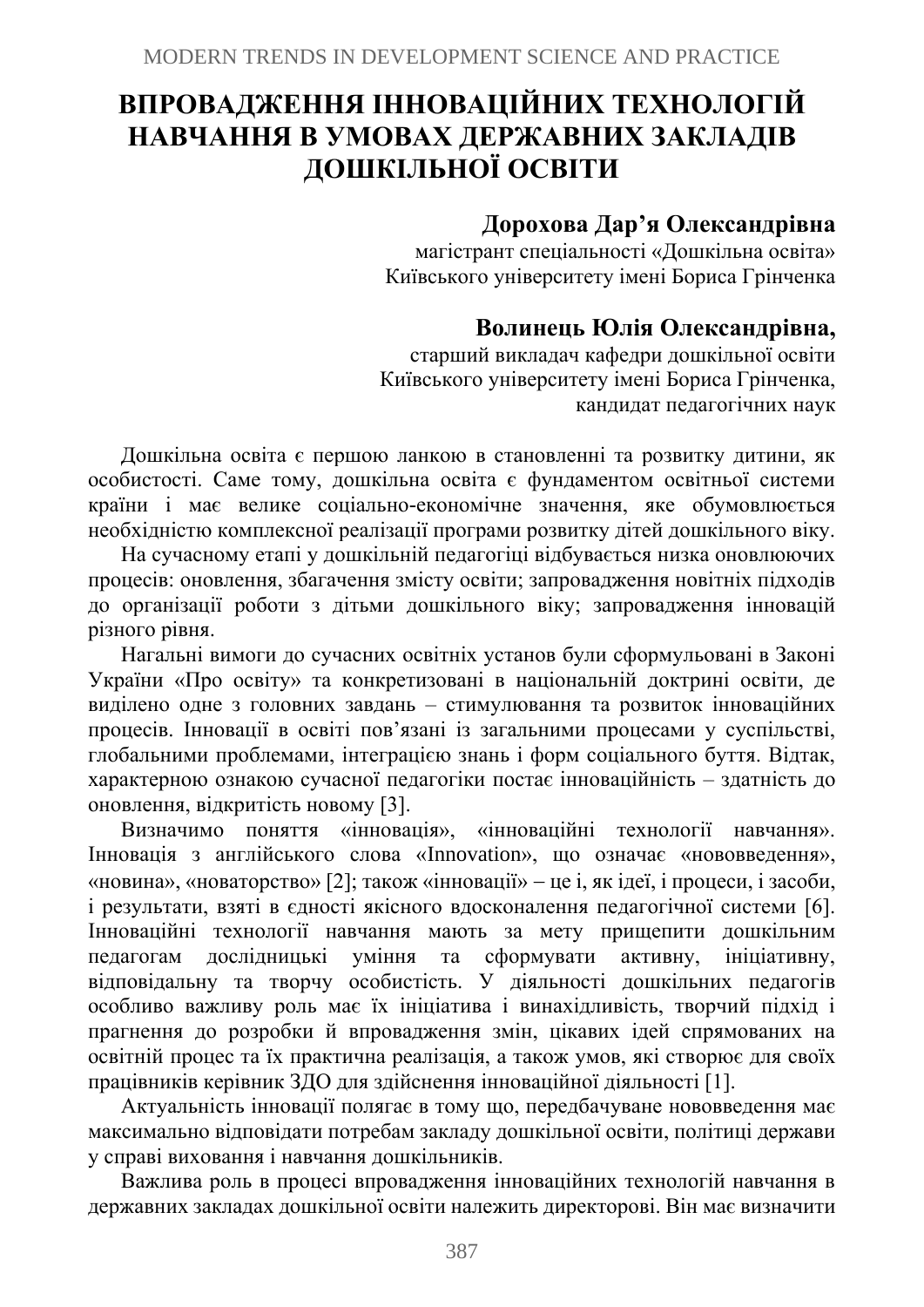# ВПРОВАДЖЕННЯ ІННОВАЦІЙНИХ ТЕХНОЛОГІЙ НАВЧАННЯ В УМОВАХ ДЕРЖАВНИХ ЗАКЛАДІВ ДОШКІЛЬНОЇ ОСВІТИ

**Дорохова Дар'я Олександрівна**
магістрант спеціальності «Дошкільна освіта»
Київського університету імені Бориса Грінченка

**Волинець Юлія Олександрівна,**
старший викладач кафедри дошкільної освіти
Київського університету імені Бориса Грінченка,
кандидат педагогічних наук

Дошкільна освіта є першою ланкою в становленні та розвитку дитини, як особистості. Саме тому, дошкільна освіта є фундаментом освітньої системи країни і має велике соціально-економічне значення, яке обумовлюється необхідністю комплексної реалізації програми розвитку дітей дошкільного віку.

На сучасному етапі у дошкільній педагогіці відбувається низка оновлюючих процесів: оновлення, збагачення змісту освіти; запровадження новітніх підходів до організації роботи з дітьми дошкільного віку; запровадження інновацій різного рівня.

Нагальні вимоги до сучасних освітніх установ були сформульовані в Законі України «Про освіту» та конкретизовані в національній доктрині освіти, де виділено одне з головних завдань – стимулювання та розвиток інноваційних процесів. Інновації в освіті пов'язані із загальними процесами у суспільстві, глобальними проблемами, інтеграцією знань і форм соціального буття. Відтак, характерною ознакою сучасної педагогіки постає інноваційність – здатність до оновлення, відкритість новому [3].

Визначимо поняття «інновація», «інноваційні технології навчання». Інновація з англійського слова «Innovation», що означає «нововведення», «новина», «новаторство» [2]; також «інновації» – це і, як ідеї, і процеси, і засоби, і результати, взяті в єдності якісного вдосконалення педагогічної системи [6]. Інноваційні технології навчання мають за мету прищепити дошкільним педагогам дослідницькі уміння та сформувати активну, ініціативну, відповідальну та творчу особистість. У діяльності дошкільних педагогів особливо важливу роль має їх ініціатива і винахідливість, творчий підхід і прагнення до розробки й впровадження змін, цікавих ідей спрямованих на освітній процес та їх практична реалізація, а також умов, які створює для своїх працівників керівник ЗДО для здійснення інноваційної діяльності [1].

Актуальність інновації полягає в тому що, передбачуване нововведення має максимально відповідати потребам закладу дошкільної освіти, політиці держави у справі виховання і навчання дошкільників.

Важлива роль в процесі впровадження інноваційних технологій навчання в державних закладах дошкільної освіти належить директорові. Він має визначити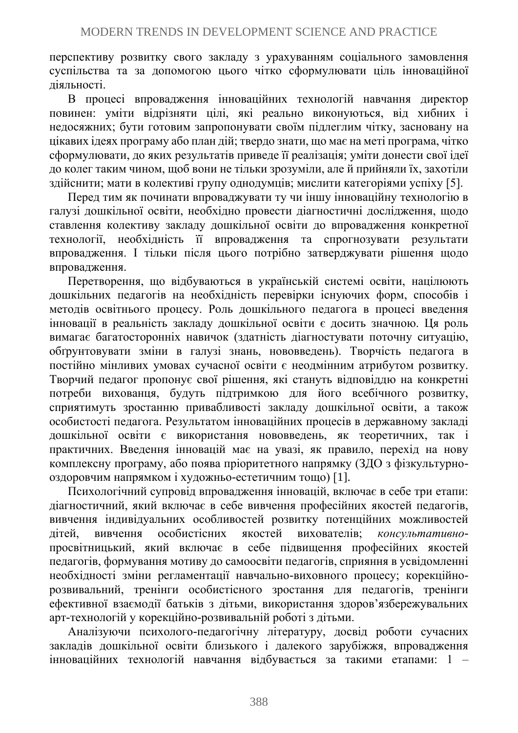перспективу розвитку свого закладу з урахуванням соціального замовлення суспільства та за допомогою цього чітко сформулювати ціль інноваційної діяльності.

В процесі впровадження інноваційних технологій навчання директор повинен: уміти відрізняти цілі, які реально виконуються, від хибних і недосяжних; бути готовим запропонувати своїм підлеглим чітку, засновану на цікавих ідеях програму або план дій; твердо знати, що має на меті програма, чітко сформулювати, до яких результатів приведе її реалізація; уміти донести свої ідеї до колег таким чином, щоб вони не тільки зрозуміли, але й прийняли їх, захотіли здійснити; мати в колективі групу однодумців; мислити категоріями успіху [5].

Перед тим як починати впроваджувати ту чи іншу інноваційну технологію в галузі дошкільної освіти, необхідно провести діагностичні дослідження, щодо ставлення колективу закладу дошкільної освіти до впровадження конкретної технології, необхідність її впровадження та спрогнозувати результати впровадження. І тільки після цього потрібно затверджувати рішення щодо впровадження.

Перетворення, що відбуваються в українській системі освіти, націлюють дошкільних педагогів на необхідність перевірки існуючих форм, способів і методів освітнього процесу. Роль дошкільного педагога в процесі введення інновації в реальність закладу дошкільної освіти є досить значною. Ця роль вимагає багатосторонніх навичок (здатність діагностувати поточну ситуацію, обґрунтовувати зміни в галузі знань, нововведень). Творчість педагога в постійно мінливих умовах сучасної освіти є неодмінним атрибутом розвитку. Творчий педагог пропонує свої рішення, які стануть відповіддю на конкретні потреби вихованця, будуть підтримкою для його всебічного розвитку, сприятимуть зростанню привабливості закладу дошкільної освіти, а також особистості педагога. Результатом інноваційних процесів в державному закладі дошкільної освіти є використання нововведень, як теоретичних, так і практичних. Введення інновацій має на увазі, як правило, перехід на нову комплексну програму, або поява пріоритетного напрямку (ЗДО з фізкультурно-оздоровчим напрямком і художньо-естетичним тощо) [1].

Психологічний супровід впровадження інновацій, включає в себе три етапи: діагностичний, який включає в себе вивчення професійних якостей педагогів, вивчення індивідуальних особливостей розвитку потенційних можливостей дітей, вивчення особистісних якостей вихователів; *консультативно*-просвітницький, який включає в себе підвищення професійних якостей педагогів, формування мотиву до самоосвіти педагогів, сприяння в усвідомленні необхідності зміни регламентації навчально-виховного процесу; корекційно-розвивальний, тренінги особистісного зростання для педагогів, тренінги ефективної взаємодії батьків з дітьми, використання здоров'язбережувальних арт-технологій у корекційно-розвивальній роботі з дітьми.

Аналізуючи психолого-педагогічну літературу, досвід роботи сучасних закладів дошкільної освіти близького і далекого зарубіжжя, впровадження інноваційних технологій навчання відбувається за такими етапами: 1 –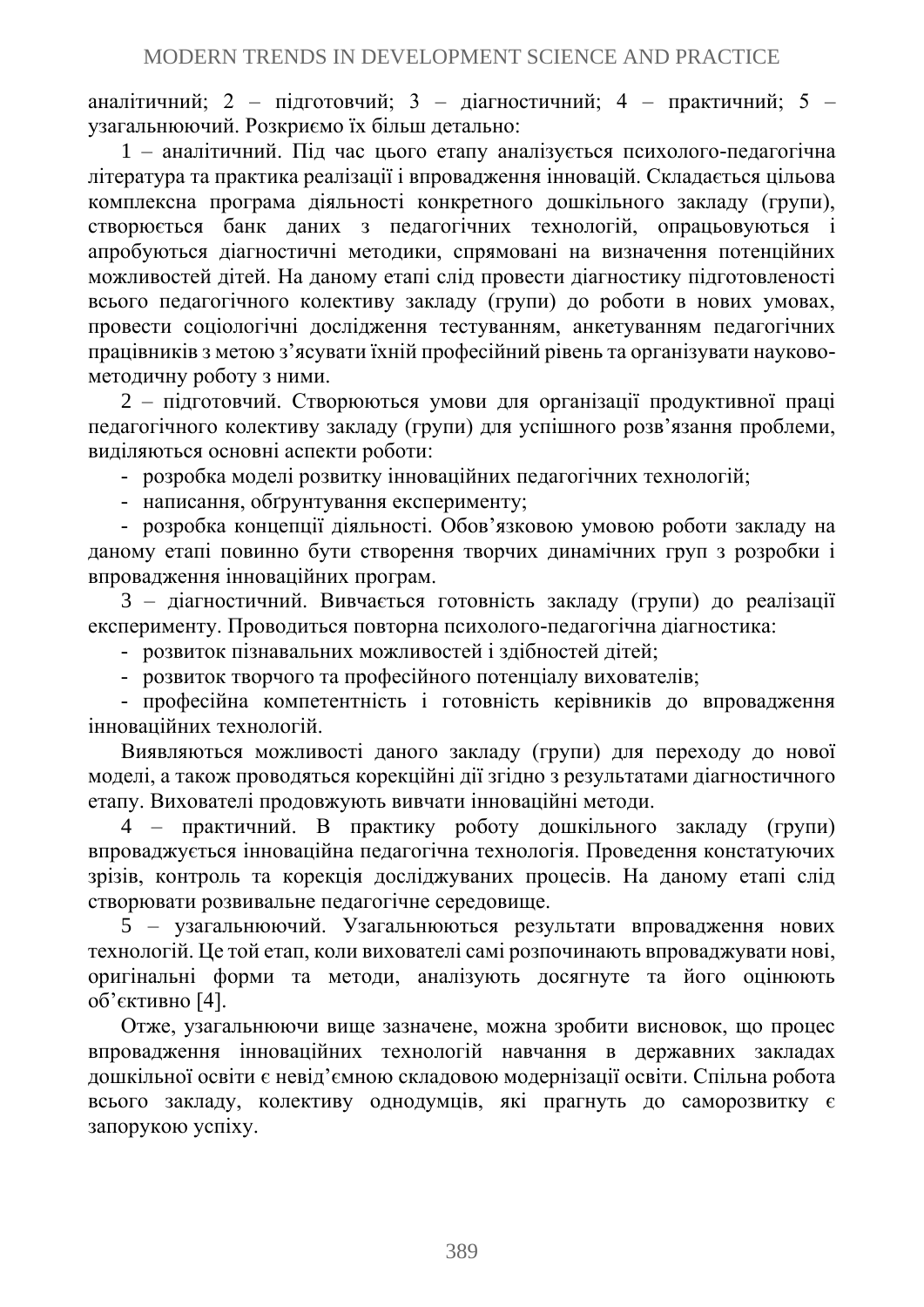аналітичний; 2 – підготовчий; 3 – діагностичний; 4 – практичний; 5 – узагальнюючий. Розкриємо їх більш детально:

1 – аналітичний. Під час цього етапу аналізується психолого-педагогічна література та практика реалізації і впровадження інновацій. Складається цільова комплексна програма діяльності конкретного дошкільного закладу (групи), створюється банк даних з педагогічних технологій, опрацьовуються і апробуються діагностичні методики, спрямовані на визначення потенційних можливостей дітей. На даному етапі слід провести діагностику підготовленості всього педагогічного колективу закладу (групи) до роботи в нових умовах, провести соціологічні дослідження тестуванням, анкетуванням педагогічних працівників з метою з'ясувати їхній професійний рівень та організувати науково-методичну роботу з ними.

2 – підготовчий. Створюються умови для організації продуктивної праці педагогічного колективу закладу (групи) для успішного розв'язання проблеми, виділяються основні аспекти роботи:

- розробка моделі розвитку інноваційних педагогічних технологій;
- написання, обґрунтування експерименту;
- розробка концепції діяльності. Обов'язковою умовою роботи закладу на даному етапі повинно бути створення творчих динамічних груп з розробки і впровадження інноваційних програм.

3 – діагностичний. Вивчається готовність закладу (групи) до реалізації експерименту. Проводиться повторна психолого-педагогічна діагностика:

- розвиток пізнавальних можливостей і здібностей дітей;
- розвиток творчого та професійного потенціалу вихователів;
- професійна компетентність і готовність керівників до впровадження інноваційних технологій.

Виявляються можливості даного закладу (групи) для переходу до нової моделі, а також проводяться корекційні дії згідно з результатами діагностичного етапу. Вихователі продовжують вивчати інноваційні методи.

4 – практичний. В практику роботу дошкільного закладу (групи) впроваджується інноваційна педагогічна технологія. Проведення констатуючих зрізів, контроль та корекція досліджуваних процесів. На даному етапі слід створювати розвивальне педагогічне середовище.

5 – узагальнюючий. Узагальнюються результати впровадження нових технологій. Це той етап, коли вихователі самі розпочинають впроваджувати нові, оригінальні форми та методи, аналізують досягнуте та його оцінюють об'єктивно [4].

Отже, узагальнюючи вище зазначене, можна зробити висновок, що процес впровадження інноваційних технологій навчання в державних закладах дошкільної освіти є невід'ємною складовою модернізації освіти. Спільна робота всього закладу, колективу однодумців, які прагнуть до саморозвитку є запорукою успіху.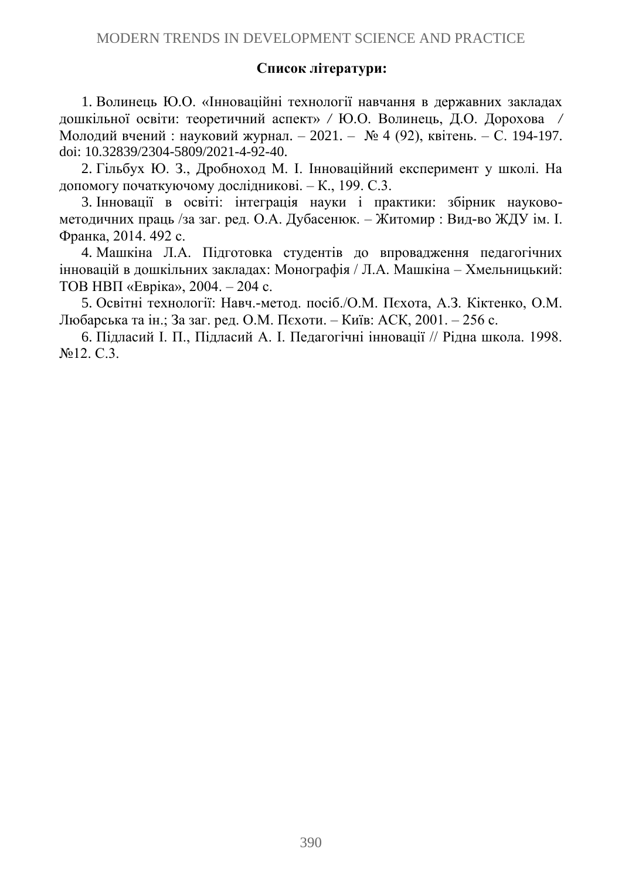**Список літератури:**

1. Волинець Ю.О. «Інноваційні технології навчання в державних закладах дошкільної освіти: теоретичний аспект» / Ю.О. Волинець, Д.О. Дорохова / Молодий вчений : науковий журнал. – 2021. – № 4 (92), квітень. – С. 194-197. doi: 10.32839/2304-5809/2021-4-92-40.
2. Гільбух Ю. З., Дробноход М. І. Інноваційний експеримент у школі. На допомогу початкуючому дослідникові. – К., 199. С.3.
3. Інновації в освіті: інтеграція науки і практики: збірник науково-методичних праць /за заг. ред. О.А. Дубасенюк. – Житомир : Вид-во ЖДУ ім. І. Франка, 2014. 492 с.
4. Машкіна Л.А. Підготовка студентів до впровадження педагогічних інновацій в дошкільних закладах: Монографія / Л.А. Машкіна – Хмельницький: ТОВ НВП «Евріка», 2004. – 204 с.
5. Освітні технології: Навч.-метод. посіб./О.М. Пєхота, А.З. Кіктенко, О.М. Любарська та ін.; За заг. ред. О.М. Пєхоти. – Київ: АСК, 2001. – 256 с.
6. Підласий І. П., Підласий А. І. Педагогічні інновації // Рідна школа. 1998. №12. С.3.